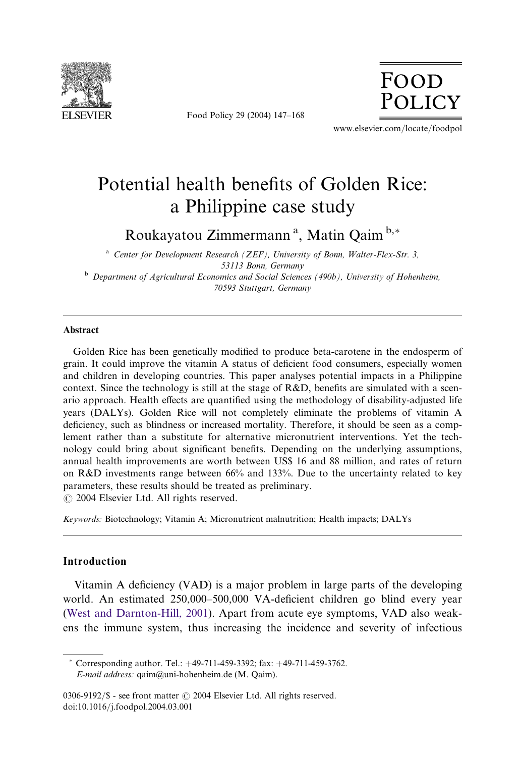# Potential health benefits of Golden Rice: a Philippine case study

Roukayatou Zimmermann [a], Matin Qaim [b,*]

[a] Center for Development Research (ZEF), University of Bonn, Walter-Flex-Str. 3, 53113 Bonn, Germany

[b] Department of Agricultural Economics and Social Sciences (490b), University of Hohenheim, 70593 Stuttgart, Germany

## Abstract

Golden Rice has been genetically modified to produce beta-carotene in the endosperm of grain. It could improve the vitamin A status of deficient food consumers, especially women and children in developing countries. This paper analyses potential impacts in a Philippine context. Since the technology is still at the stage of R&D, benefits are simulated with a scenario approach. Health effects are quantified using the methodology of disability-adjusted life years (DALYs). Golden Rice will not completely eliminate the problems of vitamin A deficiency, such as blindness or increased mortality. Therefore, it should be seen as a complement rather than a substitute for alternative micronutrient interventions. Yet the technology could bring about significant benefits. Depending on the underlying assumptions, annual health improvements are worth between US$ 16 and 88 million, and rates of return on R&D investments range between 66% and 133%. Due to the uncertainty related to key parameters, these results should be treated as preliminary.

© 2004 Elsevier Ltd. All rights reserved.

*Keywords:* Biotechnology; Vitamin A; Micronutrient malnutrition; Health impacts; DALYs

## Introduction

Vitamin A deficiency (VAD) is a major problem in large parts of the developing world. An estimated 250,000–500,000 VA-deficient children go blind every year (West and Darnton-Hill, 2001). Apart from acute eye symptoms, VAD also weakens the immune system, thus increasing the incidence and severity of infectious

---

\* Corresponding author. Tel.: +49-711-459-3392; fax: +49-711-459-3762.
*E-mail address:* qaim@uni-hohenheim.de (M. Qaim).

0306-9192/$ - see front matter © 2004 Elsevier Ltd. All rights reserved.
doi:10.1016/j.foodpol.2004.03.001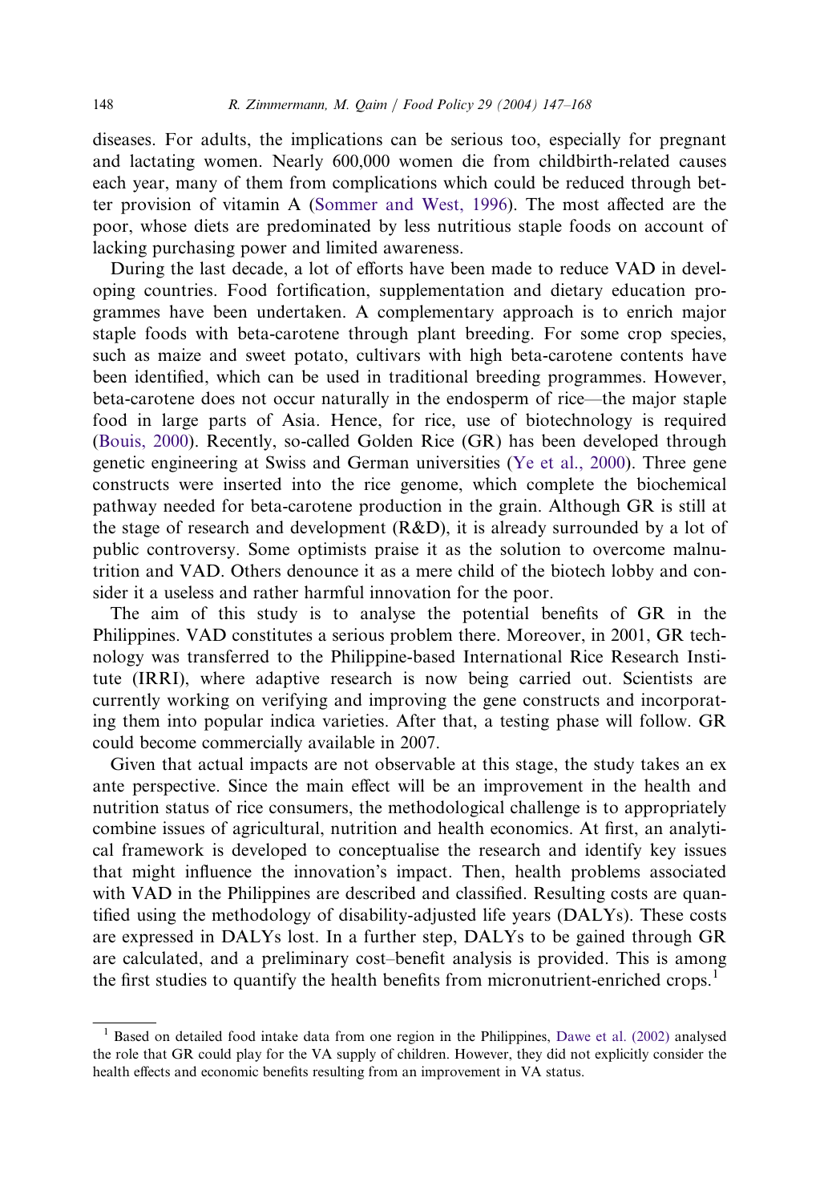diseases. For adults, the implications can be serious too, especially for pregnant and lactating women. Nearly 600,000 women die from childbirth-related causes each year, many of them from complications which could be reduced through better provision of vitamin A (Sommer and West, 1996). The most affected are the poor, whose diets are predominated by less nutritious staple foods on account of lacking purchasing power and limited awareness.

During the last decade, a lot of efforts have been made to reduce VAD in developing countries. Food fortification, supplementation and dietary education programmes have been undertaken. A complementary approach is to enrich major staple foods with beta-carotene through plant breeding. For some crop species, such as maize and sweet potato, cultivars with high beta-carotene contents have been identified, which can be used in traditional breeding programmes. However, beta-carotene does not occur naturally in the endosperm of rice—the major staple food in large parts of Asia. Hence, for rice, use of biotechnology is required (Bouis, 2000). Recently, so-called Golden Rice (GR) has been developed through genetic engineering at Swiss and German universities (Ye et al., 2000). Three gene constructs were inserted into the rice genome, which complete the biochemical pathway needed for beta-carotene production in the grain. Although GR is still at the stage of research and development (R&D), it is already surrounded by a lot of public controversy. Some optimists praise it as the solution to overcome malnutrition and VAD. Others denounce it as a mere child of the biotech lobby and consider it a useless and rather harmful innovation for the poor.

The aim of this study is to analyse the potential benefits of GR in the Philippines. VAD constitutes a serious problem there. Moreover, in 2001, GR technology was transferred to the Philippine-based International Rice Research Institute (IRRI), where adaptive research is now being carried out. Scientists are currently working on verifying and improving the gene constructs and incorporating them into popular indica varieties. After that, a testing phase will follow. GR could become commercially available in 2007.

Given that actual impacts are not observable at this stage, the study takes an ex ante perspective. Since the main effect will be an improvement in the health and nutrition status of rice consumers, the methodological challenge is to appropriately combine issues of agricultural, nutrition and health economics. At first, an analytical framework is developed to conceptualise the research and identify key issues that might influence the innovation's impact. Then, health problems associated with VAD in the Philippines are described and classified. Resulting costs are quantified using the methodology of disability-adjusted life years (DALYs). These costs are expressed in DALYs lost. In a further step, DALYs to be gained through GR are calculated, and a preliminary cost–benefit analysis is provided. This is among the first studies to quantify the health benefits from micronutrient-enriched crops.[1]

[1] Based on detailed food intake data from one region in the Philippines, Dawe et al. (2002) analysed the role that GR could play for the VA supply of children. However, they did not explicitly consider the health effects and economic benefits resulting from an improvement in VA status.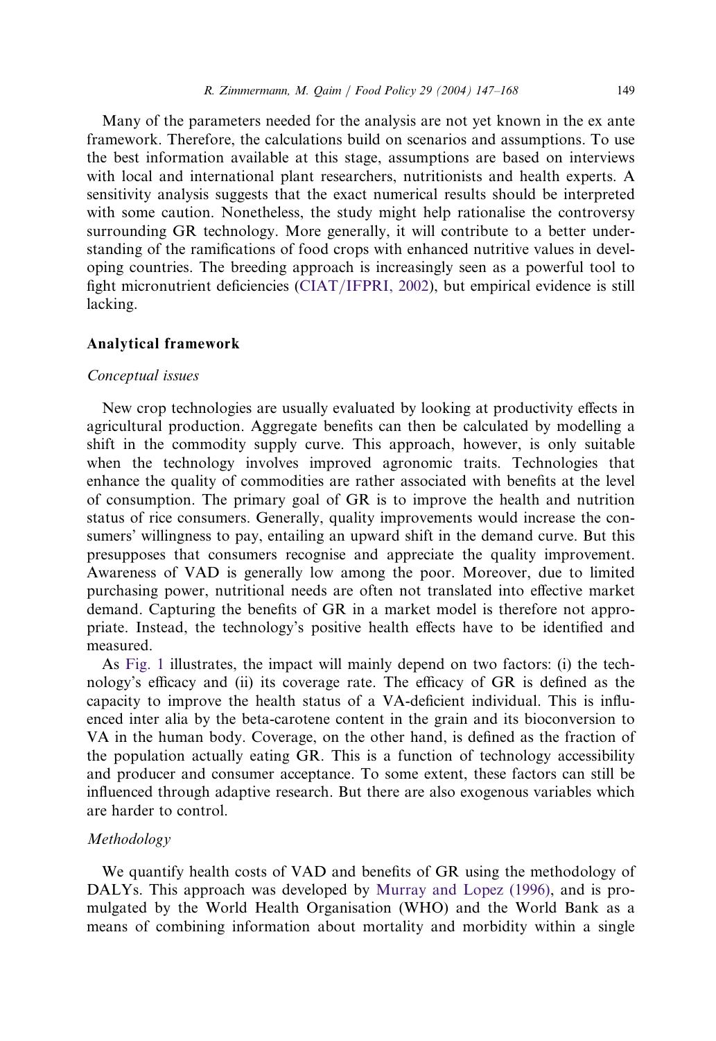Many of the parameters needed for the analysis are not yet known in the ex ante framework. Therefore, the calculations build on scenarios and assumptions. To use the best information available at this stage, assumptions are based on interviews with local and international plant researchers, nutritionists and health experts. A sensitivity analysis suggests that the exact numerical results should be interpreted with some caution. Nonetheless, the study might help rationalise the controversy surrounding GR technology. More generally, it will contribute to a better understanding of the ramifications of food crops with enhanced nutritive values in developing countries. The breeding approach is increasingly seen as a powerful tool to fight micronutrient deficiencies (CIAT/IFPRI, 2002), but empirical evidence is still lacking.

## Analytical framework

### *Conceptual issues*

New crop technologies are usually evaluated by looking at productivity effects in agricultural production. Aggregate benefits can then be calculated by modelling a shift in the commodity supply curve. This approach, however, is only suitable when the technology involves improved agronomic traits. Technologies that enhance the quality of commodities are rather associated with benefits at the level of consumption. The primary goal of GR is to improve the health and nutrition status of rice consumers. Generally, quality improvements would increase the consumers' willingness to pay, entailing an upward shift in the demand curve. But this presupposes that consumers recognise and appreciate the quality improvement. Awareness of VAD is generally low among the poor. Moreover, due to limited purchasing power, nutritional needs are often not translated into effective market demand. Capturing the benefits of GR in a market model is therefore not appropriate. Instead, the technology's positive health effects have to be identified and measured.

As Fig. 1 illustrates, the impact will mainly depend on two factors: (i) the technology's efficacy and (ii) its coverage rate. The efficacy of GR is defined as the capacity to improve the health status of a VA-deficient individual. This is influenced inter alia by the beta-carotene content in the grain and its bioconversion to VA in the human body. Coverage, on the other hand, is defined as the fraction of the population actually eating GR. This is a function of technology accessibility and producer and consumer acceptance. To some extent, these factors can still be influenced through adaptive research. But there are also exogenous variables which are harder to control.

### *Methodology*

We quantify health costs of VAD and benefits of GR using the methodology of DALYs. This approach was developed by Murray and Lopez (1996), and is promulgated by the World Health Organisation (WHO) and the World Bank as a means of combining information about mortality and morbidity within a single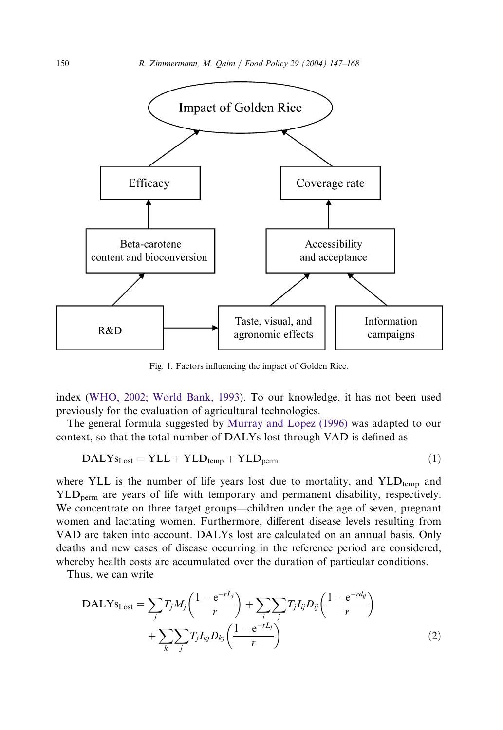Fig. 1. Factors influencing the impact of Golden Rice.

index (WHO, 2002; World Bank, 1993). To our knowledge, it has not been used previously for the evaluation of agricultural technologies.

The general formula suggested by Murray and Lopez (1996) was adapted to our context, so that the total number of DALYs lost through VAD is defined as

$$\mathrm{DALYs_{Lost}} = \mathrm{YLL} + \mathrm{YLD_{temp}} + \mathrm{YLD_{perm}} \tag{1}$$

where YLL is the number of life years lost due to mortality, and $\mathrm{YLD_{temp}}$ and $\mathrm{YLD_{perm}}$ are years of life with temporary and permanent disability, respectively. We concentrate on three target groups—children under the age of seven, pregnant women and lactating women. Furthermore, different disease levels resulting from VAD are taken into account. DALYs lost are calculated on an annual basis. Only deaths and new cases of disease occurring in the reference period are considered, whereby health costs are accumulated over the duration of particular conditions.

Thus, we can write

$$\mathrm{DALYs_{Lost}} = \sum_j T_j M_j \left( \frac{1 - e^{-rL_j}}{r} \right) + \sum_i \sum_j T_j I_{ij} D_{ij} \left( \frac{1 - e^{-rd_{ij}}}{r} \right) + \sum_k \sum_j T_j I_{kj} D_{kj} \left( \frac{1 - e^{-rL_j}}{r} \right) \tag{2}$$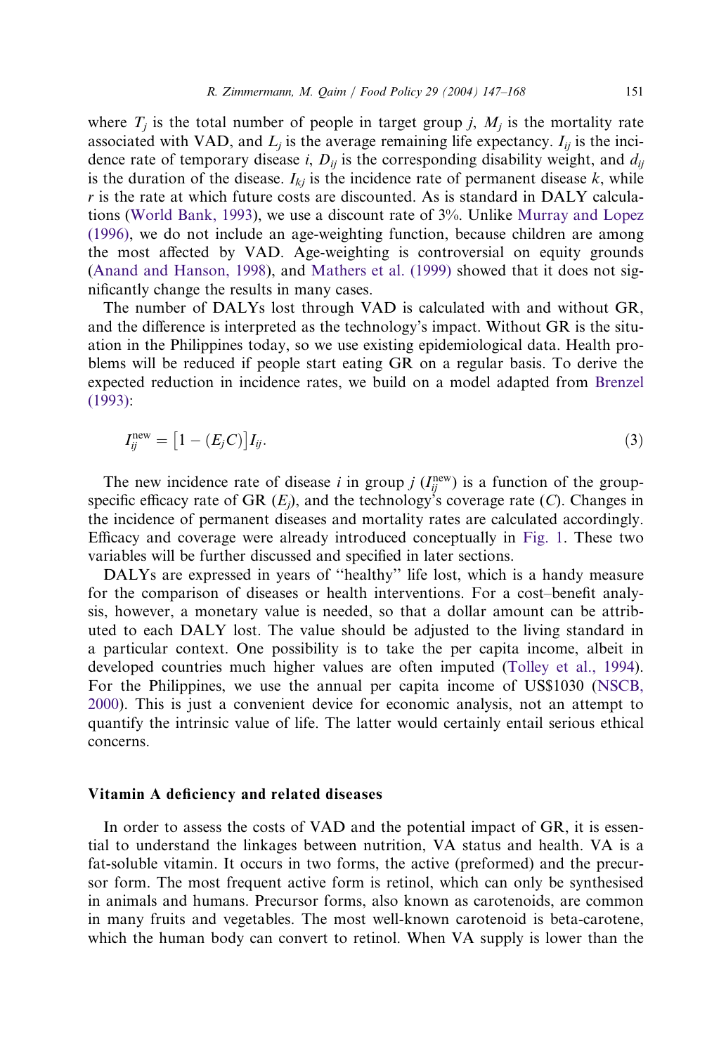where $T_j$ is the total number of people in target group $j$, $M_j$ is the mortality rate associated with VAD, and $L_j$ is the average remaining life expectancy. $I_{ij}$ is the incidence rate of temporary disease $i$, $D_{ij}$ is the corresponding disability weight, and $d_{ij}$ is the duration of the disease. $I_{kj}$ is the incidence rate of permanent disease $k$, while $r$ is the rate at which future costs are discounted. As is standard in DALY calculations (World Bank, 1993), we use a discount rate of 3%. Unlike Murray and Lopez (1996), we do not include an age-weighting function, because children are among the most affected by VAD. Age-weighting is controversial on equity grounds (Anand and Hanson, 1998), and Mathers et al. (1999) showed that it does not significantly change the results in many cases.

The number of DALYs lost through VAD is calculated with and without GR, and the difference is interpreted as the technology's impact. Without GR is the situation in the Philippines today, so we use existing epidemiological data. Health problems will be reduced if people start eating GR on a regular basis. To derive the expected reduction in incidence rates, we build on a model adapted from Brenzel (1993):

$$I_{ij}^{\text{new}} = \left[1 - (E_j C)\right] I_{ij}. \tag{3}$$

The new incidence rate of disease $i$ in group $j$ ($I_{ij}^{\text{new}}$) is a function of the group-specific efficacy rate of GR ($E_j$), and the technology's coverage rate ($C$). Changes in the incidence of permanent diseases and mortality rates are calculated accordingly. Efficacy and coverage were already introduced conceptually in Fig. 1. These two variables will be further discussed and specified in later sections.

DALYs are expressed in years of "healthy" life lost, which is a handy measure for the comparison of diseases or health interventions. For a cost–benefit analysis, however, a monetary value is needed, so that a dollar amount can be attributed to each DALY lost. The value should be adjusted to the living standard in a particular context. One possibility is to take the per capita income, albeit in developed countries much higher values are often imputed (Tolley et al., 1994). For the Philippines, we use the annual per capita income of US$1030 (NSCB, 2000). This is just a convenient device for economic analysis, not an attempt to quantify the intrinsic value of life. The latter would certainly entail serious ethical concerns.

## Vitamin A deficiency and related diseases

In order to assess the costs of VAD and the potential impact of GR, it is essential to understand the linkages between nutrition, VA status and health. VA is a fat-soluble vitamin. It occurs in two forms, the active (preformed) and the precursor form. The most frequent active form is retinol, which can only be synthesised in animals and humans. Precursor forms, also known as carotenoids, are common in many fruits and vegetables. The most well-known carotenoid is beta-carotene, which the human body can convert to retinol. When VA supply is lower than the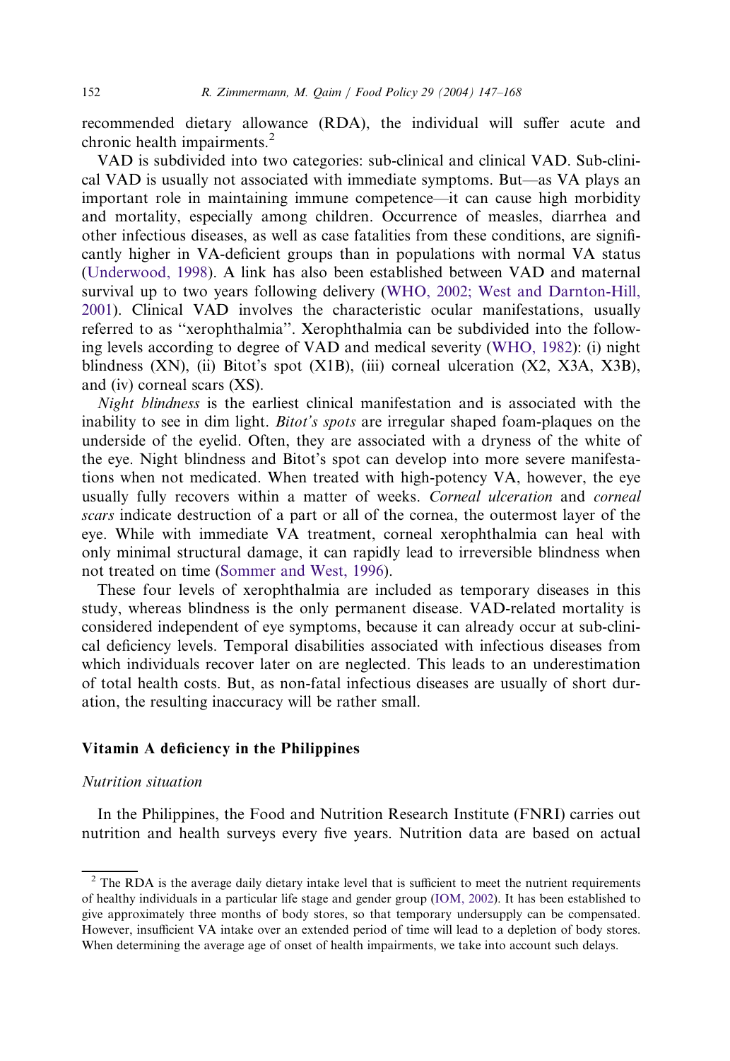recommended dietary allowance (RDA), the individual will suffer acute and chronic health impairments.[2]

VAD is subdivided into two categories: sub-clinical and clinical VAD. Sub-clinical VAD is usually not associated with immediate symptoms. But—as VA plays an important role in maintaining immune competence—it can cause high morbidity and mortality, especially among children. Occurrence of measles, diarrhea and other infectious diseases, as well as case fatalities from these conditions, are significantly higher in VA-deficient groups than in populations with normal VA status (Underwood, 1998). A link has also been established between VAD and maternal survival up to two years following delivery (WHO, 2002; West and Darnton-Hill, 2001). Clinical VAD involves the characteristic ocular manifestations, usually referred to as ''xerophthalmia''. Xerophthalmia can be subdivided into the following levels according to degree of VAD and medical severity (WHO, 1982): (i) night blindness (XN), (ii) Bitot's spot (X1B), (iii) corneal ulceration (X2, X3A, X3B), and (iv) corneal scars (XS).

*Night blindness* is the earliest clinical manifestation and is associated with the inability to see in dim light. *Bitot's spots* are irregular shaped foam-plaques on the underside of the eyelid. Often, they are associated with a dryness of the white of the eye. Night blindness and Bitot's spot can develop into more severe manifestations when not medicated. When treated with high-potency VA, however, the eye usually fully recovers within a matter of weeks. *Corneal ulceration* and *corneal scars* indicate destruction of a part or all of the cornea, the outermost layer of the eye. While with immediate VA treatment, corneal xerophthalmia can heal with only minimal structural damage, it can rapidly lead to irreversible blindness when not treated on time (Sommer and West, 1996).

These four levels of xerophthalmia are included as temporary diseases in this study, whereas blindness is the only permanent disease. VAD-related mortality is considered independent of eye symptoms, because it can already occur at sub-clinical deficiency levels. Temporal disabilities associated with infectious diseases from which individuals recover later on are neglected. This leads to an underestimation of total health costs. But, as non-fatal infectious diseases are usually of short duration, the resulting inaccuracy will be rather small.

## Vitamin A deficiency in the Philippines

### *Nutrition situation*

In the Philippines, the Food and Nutrition Research Institute (FNRI) carries out nutrition and health surveys every five years. Nutrition data are based on actual

[2] The RDA is the average daily dietary intake level that is sufficient to meet the nutrient requirements of healthy individuals in a particular life stage and gender group (IOM, 2002). It has been established to give approximately three months of body stores, so that temporary undersupply can be compensated. However, insufficient VA intake over an extended period of time will lead to a depletion of body stores. When determining the average age of onset of health impairments, we take into account such delays.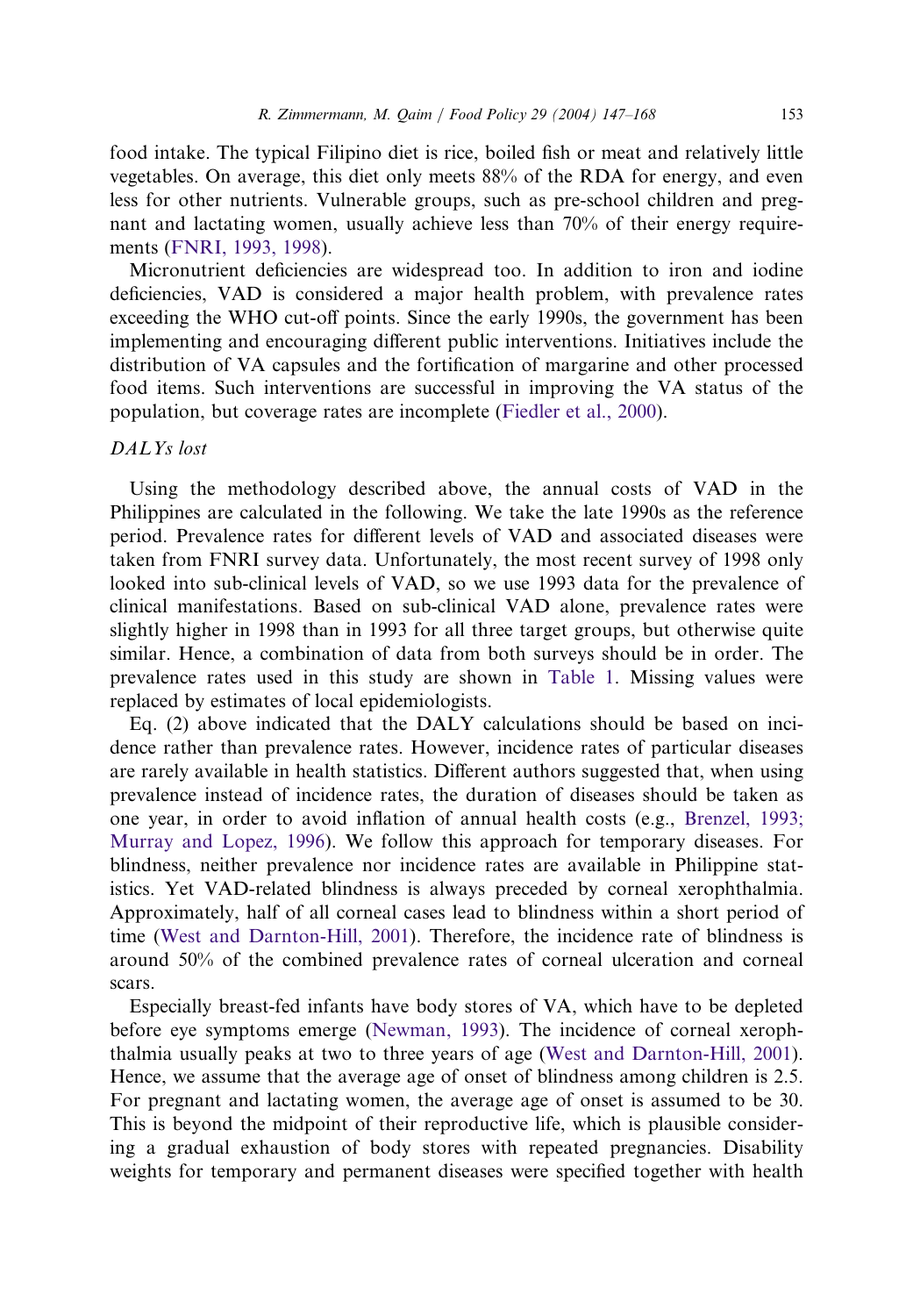food intake. The typical Filipino diet is rice, boiled fish or meat and relatively little vegetables. On average, this diet only meets 88% of the RDA for energy, and even less for other nutrients. Vulnerable groups, such as pre-school children and pregnant and lactating women, usually achieve less than 70% of their energy requirements (FNRI, 1993, 1998).

Micronutrient deficiencies are widespread too. In addition to iron and iodine deficiencies, VAD is considered a major health problem, with prevalence rates exceeding the WHO cut-off points. Since the early 1990s, the government has been implementing and encouraging different public interventions. Initiatives include the distribution of VA capsules and the fortification of margarine and other processed food items. Such interventions are successful in improving the VA status of the population, but coverage rates are incomplete (Fiedler et al., 2000).

*DALYs lost*

Using the methodology described above, the annual costs of VAD in the Philippines are calculated in the following. We take the late 1990s as the reference period. Prevalence rates for different levels of VAD and associated diseases were taken from FNRI survey data. Unfortunately, the most recent survey of 1998 only looked into sub-clinical levels of VAD, so we use 1993 data for the prevalence of clinical manifestations. Based on sub-clinical VAD alone, prevalence rates were slightly higher in 1998 than in 1993 for all three target groups, but otherwise quite similar. Hence, a combination of data from both surveys should be in order. The prevalence rates used in this study are shown in Table 1. Missing values were replaced by estimates of local epidemiologists.

Eq. (2) above indicated that the DALY calculations should be based on incidence rather than prevalence rates. However, incidence rates of particular diseases are rarely available in health statistics. Different authors suggested that, when using prevalence instead of incidence rates, the duration of diseases should be taken as one year, in order to avoid inflation of annual health costs (e.g., Brenzel, 1993; Murray and Lopez, 1996). We follow this approach for temporary diseases. For blindness, neither prevalence nor incidence rates are available in Philippine statistics. Yet VAD-related blindness is always preceded by corneal xerophthalmia. Approximately, half of all corneal cases lead to blindness within a short period of time (West and Darnton-Hill, 2001). Therefore, the incidence rate of blindness is around 50% of the combined prevalence rates of corneal ulceration and corneal scars.

Especially breast-fed infants have body stores of VA, which have to be depleted before eye symptoms emerge (Newman, 1993). The incidence of corneal xerophthalmia usually peaks at two to three years of age (West and Darnton-Hill, 2001). Hence, we assume that the average age of onset of blindness among children is 2.5. For pregnant and lactating women, the average age of onset is assumed to be 30. This is beyond the midpoint of their reproductive life, which is plausible considering a gradual exhaustion of body stores with repeated pregnancies. Disability weights for temporary and permanent diseases were specified together with health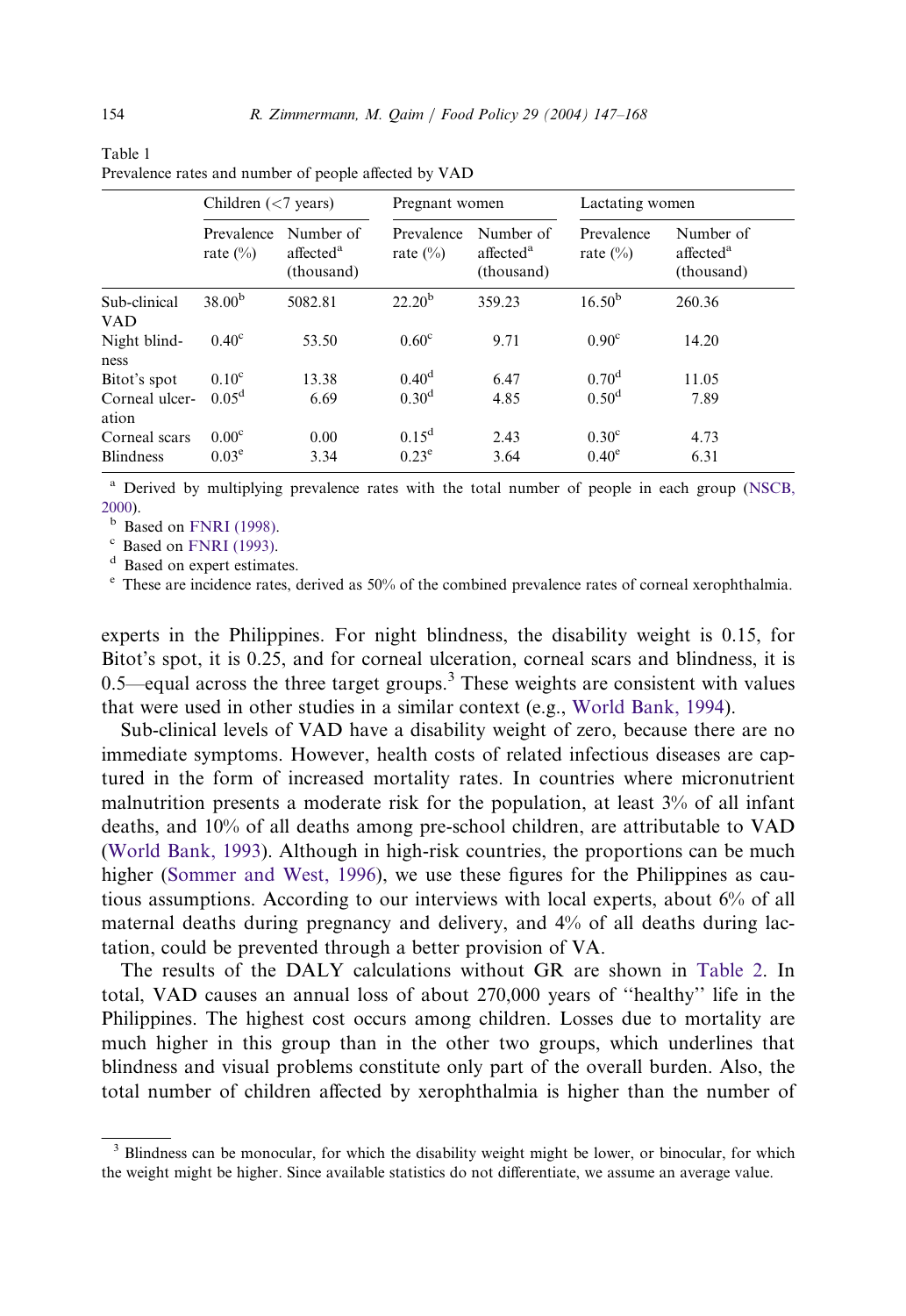Table 1
Prevalence rates and number of people affected by VAD

| | Children (<7 years) | | Pregnant women | | Lactating women | |
|---|---|---|---|---|---|---|
| | Prevalence rate (%) | Number of affected[a] (thousand) | Prevalence rate (%) | Number of affected[a] (thousand) | Prevalence rate (%) | Number of affected[a] (thousand) |
| Sub-clinical VAD | 38.00[b] | 5082.81 | 22.20[b] | 359.23 | 16.50[b] | 260.36 |
| Night blindness | 0.40[c] | 53.50 | 0.60[c] | 9.71 | 0.90[c] | 14.20 |
| Bitot's spot | 0.10[c] | 13.38 | 0.40[d] | 6.47 | 0.70[d] | 11.05 |
| Corneal ulceration | 0.05[d] | 6.69 | 0.30[d] | 4.85 | 0.50[d] | 7.89 |
| Corneal scars | 0.00[c] | 0.00 | 0.15[d] | 2.43 | 0.30[c] | 4.73 |
| Blindness | 0.03[e] | 3.34 | 0.23[e] | 3.64 | 0.40[e] | 6.31 |

[a] Derived by multiplying prevalence rates with the total number of people in each group (NSCB, 2000).
[b] Based on FNRI (1998).
[c] Based on FNRI (1993).
[d] Based on expert estimates.
[e] These are incidence rates, derived as 50% of the combined prevalence rates of corneal xerophthalmia.

experts in the Philippines. For night blindness, the disability weight is 0.15, for Bitot's spot, it is 0.25, and for corneal ulceration, corneal scars and blindness, it is 0.5—equal across the three target groups.[3] These weights are consistent with values that were used in other studies in a similar context (e.g., World Bank, 1994).

Sub-clinical levels of VAD have a disability weight of zero, because there are no immediate symptoms. However, health costs of related infectious diseases are captured in the form of increased mortality rates. In countries where micronutrient malnutrition presents a moderate risk for the population, at least 3% of all infant deaths, and 10% of all deaths among pre-school children, are attributable to VAD (World Bank, 1993). Although in high-risk countries, the proportions can be much higher (Sommer and West, 1996), we use these figures for the Philippines as cautious assumptions. According to our interviews with local experts, about 6% of all maternal deaths during pregnancy and delivery, and 4% of all deaths during lactation, could be prevented through a better provision of VA.

The results of the DALY calculations without GR are shown in Table 2. In total, VAD causes an annual loss of about 270,000 years of "healthy" life in the Philippines. The highest cost occurs among children. Losses due to mortality are much higher in this group than in the other two groups, which underlines that blindness and visual problems constitute only part of the overall burden. Also, the total number of children affected by xerophthalmia is higher than the number of

[3] Blindness can be monocular, for which the disability weight might be lower, or binocular, for which the weight might be higher. Since available statistics do not differentiate, we assume an average value.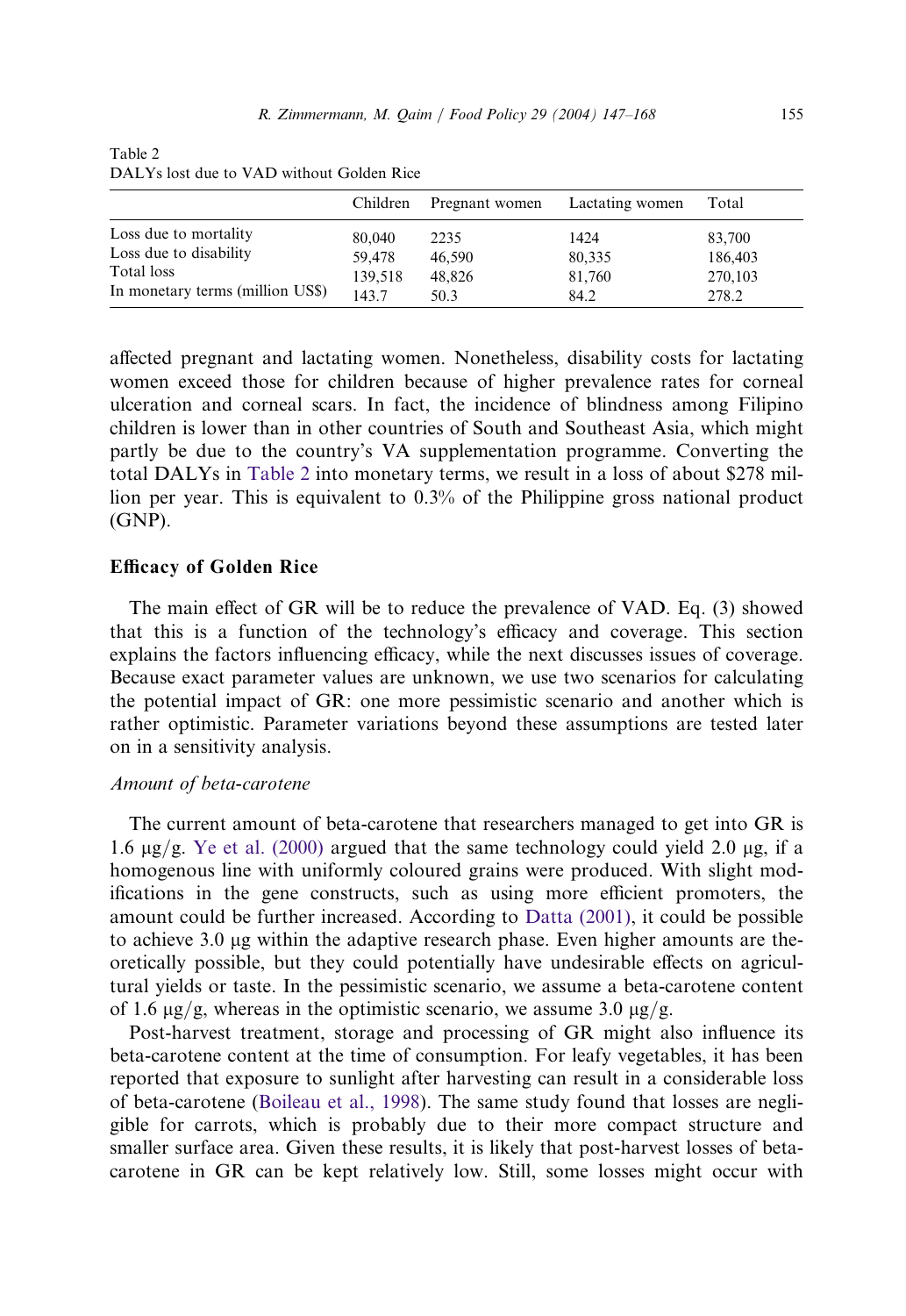Table 2
DALYs lost due to VAD without Golden Rice

| | Children | Pregnant women | Lactating women | Total |
|---|---|---|---|---|
| Loss due to mortality | 80,040 | 2235 | 1424 | 83,700 |
| Loss due to disability | 59,478 | 46,590 | 80,335 | 186,403 |
| Total loss | 139,518 | 48,826 | 81,760 | 270,103 |
| In monetary terms (million US$) | 143.7 | 50.3 | 84.2 | 278.2 |

affected pregnant and lactating women. Nonetheless, disability costs for lactating women exceed those for children because of higher prevalence rates for corneal ulceration and corneal scars. In fact, the incidence of blindness among Filipino children is lower than in other countries of South and Southeast Asia, which might partly be due to the country's VA supplementation programme. Converting the total DALYs in Table 2 into monetary terms, we result in a loss of about $278 million per year. This is equivalent to 0.3% of the Philippine gross national product (GNP).

## Efficacy of Golden Rice

The main effect of GR will be to reduce the prevalence of VAD. Eq. (3) showed that this is a function of the technology's efficacy and coverage. This section explains the factors influencing efficacy, while the next discusses issues of coverage. Because exact parameter values are unknown, we use two scenarios for calculating the potential impact of GR: one more pessimistic scenario and another which is rather optimistic. Parameter variations beyond these assumptions are tested later on in a sensitivity analysis.

### *Amount of beta-carotene*

The current amount of beta-carotene that researchers managed to get into GR is 1.6 μg/g. Ye et al. (2000) argued that the same technology could yield 2.0 μg, if a homogenous line with uniformly coloured grains were produced. With slight modifications in the gene constructs, such as using more efficient promoters, the amount could be further increased. According to Datta (2001), it could be possible to achieve 3.0 μg within the adaptive research phase. Even higher amounts are theoretically possible, but they could potentially have undesirable effects on agricultural yields or taste. In the pessimistic scenario, we assume a beta-carotene content of 1.6 μg/g, whereas in the optimistic scenario, we assume 3.0 μg/g.

Post-harvest treatment, storage and processing of GR might also influence its beta-carotene content at the time of consumption. For leafy vegetables, it has been reported that exposure to sunlight after harvesting can result in a considerable loss of beta-carotene (Boileau et al., 1998). The same study found that losses are negligible for carrots, which is probably due to their more compact structure and smaller surface area. Given these results, it is likely that post-harvest losses of beta-carotene in GR can be kept relatively low. Still, some losses might occur with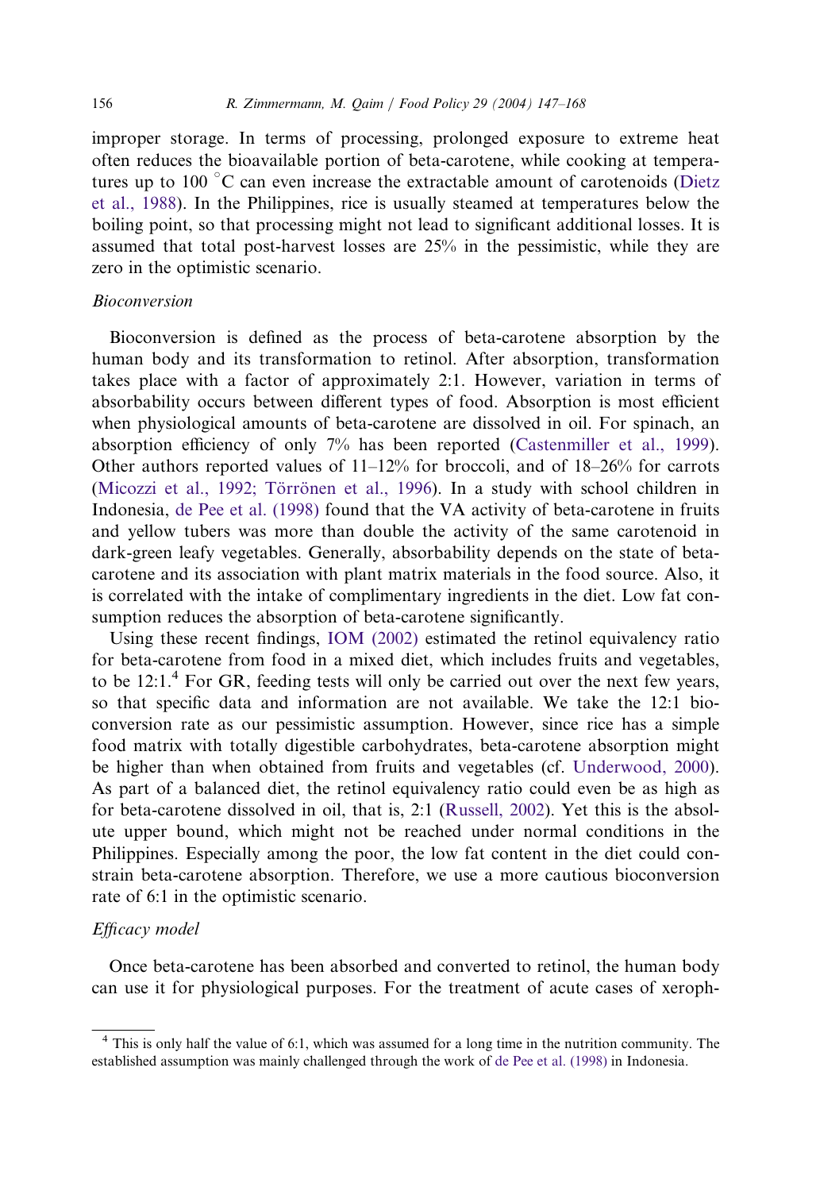improper storage. In terms of processing, prolonged exposure to extreme heat often reduces the bioavailable portion of beta-carotene, while cooking at temperatures up to 100 °C can even increase the extractable amount of carotenoids (Dietz et al., 1988). In the Philippines, rice is usually steamed at temperatures below the boiling point, so that processing might not lead to significant additional losses. It is assumed that total post-harvest losses are 25% in the pessimistic, while they are zero in the optimistic scenario.

*Bioconversion*

Bioconversion is defined as the process of beta-carotene absorption by the human body and its transformation to retinol. After absorption, transformation takes place with a factor of approximately 2:1. However, variation in terms of absorbability occurs between different types of food. Absorption is most efficient when physiological amounts of beta-carotene are dissolved in oil. For spinach, an absorption efficiency of only 7% has been reported (Castenmiller et al., 1999). Other authors reported values of 11–12% for broccoli, and of 18–26% for carrots (Micozzi et al., 1992; Törrönen et al., 1996). In a study with school children in Indonesia, de Pee et al. (1998) found that the VA activity of beta-carotene in fruits and yellow tubers was more than double the activity of the same carotenoid in dark-green leafy vegetables. Generally, absorbability depends on the state of beta-carotene and its association with plant matrix materials in the food source. Also, it is correlated with the intake of complimentary ingredients in the diet. Low fat consumption reduces the absorption of beta-carotene significantly.

Using these recent findings, IOM (2002) estimated the retinol equivalency ratio for beta-carotene from food in a mixed diet, which includes fruits and vegetables, to be 12:1.[4] For GR, feeding tests will only be carried out over the next few years, so that specific data and information are not available. We take the 12:1 bioconversion rate as our pessimistic assumption. However, since rice has a simple food matrix with totally digestible carbohydrates, beta-carotene absorption might be higher than when obtained from fruits and vegetables (cf. Underwood, 2000). As part of a balanced diet, the retinol equivalency ratio could even be as high as for beta-carotene dissolved in oil, that is, 2:1 (Russell, 2002). Yet this is the absolute upper bound, which might not be reached under normal conditions in the Philippines. Especially among the poor, the low fat content in the diet could constrain beta-carotene absorption. Therefore, we use a more cautious bioconversion rate of 6:1 in the optimistic scenario.

*Efficacy model*

Once beta-carotene has been absorbed and converted to retinol, the human body can use it for physiological purposes. For the treatment of acute cases of xeroph-

[4] This is only half the value of 6:1, which was assumed for a long time in the nutrition community. The established assumption was mainly challenged through the work of de Pee et al. (1998) in Indonesia.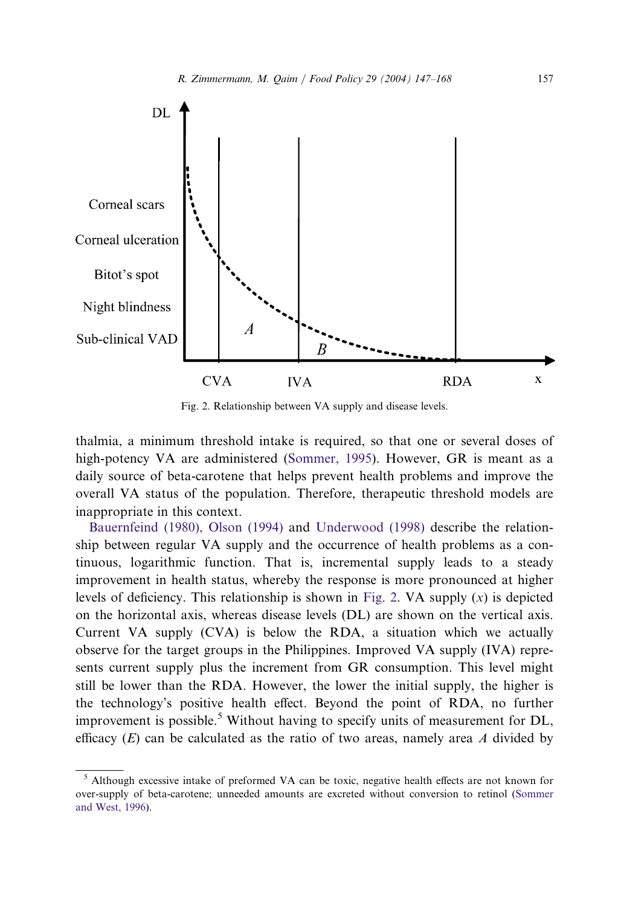Fig. 2. Relationship between VA supply and disease levels.

thalmia, a minimum threshold intake is required, so that one or several doses of high-potency VA are administered (Sommer, 1995). However, GR is meant as a daily source of beta-carotene that helps prevent health problems and improve the overall VA status of the population. Therefore, therapeutic threshold models are inappropriate in this context.

Bauernfeind (1980), Olson (1994) and Underwood (1998) describe the relationship between regular VA supply and the occurrence of health problems as a continuous, logarithmic function. That is, incremental supply leads to a steady improvement in health status, whereby the response is more pronounced at higher levels of deficiency. This relationship is shown in Fig. 2. VA supply ($x$) is depicted on the horizontal axis, whereas disease levels (DL) are shown on the vertical axis. Current VA supply (CVA) is below the RDA, a situation which we actually observe for the target groups in the Philippines. Improved VA supply (IVA) represents current supply plus the increment from GR consumption. This level might still be lower than the RDA. However, the lower the initial supply, the higher is the technology's positive health effect. Beyond the point of RDA, no further improvement is possible.[5] Without having to specify units of measurement for DL, efficacy ($E$) can be calculated as the ratio of two areas, namely area $A$ divided by

[5] Although excessive intake of preformed VA can be toxic, negative health effects are not known for over-supply of beta-carotene; unneeded amounts are excreted without conversion to retinol (Sommer and West, 1996).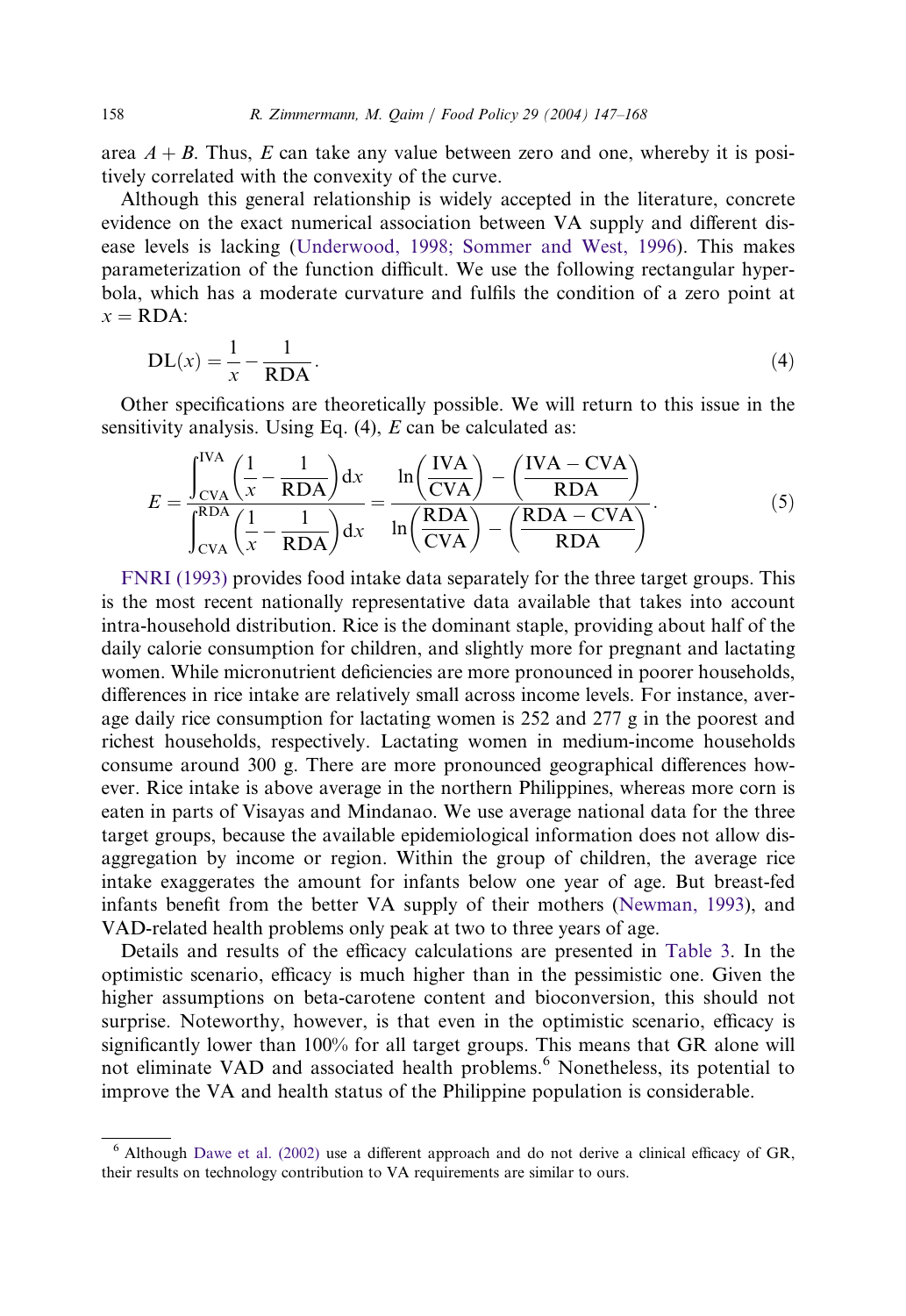area $A + B$. Thus, $E$ can take any value between zero and one, whereby it is positively correlated with the convexity of the curve.

Although this general relationship is widely accepted in the literature, concrete evidence on the exact numerical association between VA supply and different disease levels is lacking (Underwood, 1998; Sommer and West, 1996). This makes parameterization of the function difficult. We use the following rectangular hyperbola, which has a moderate curvature and fulfils the condition of a zero point at $x = \text{RDA}$:

$$\text{DL}(x) = \frac{1}{x} - \frac{1}{\text{RDA}}. \tag{4}$$

Other specifications are theoretically possible. We will return to this issue in the sensitivity analysis. Using Eq. (4), $E$ can be calculated as:

$$E = \frac{\int_{\text{CVA}}^{\text{IVA}} \left( \frac{1}{x} - \frac{1}{\text{RDA}} \right) \mathrm{d}x}{\int_{\text{CVA}}^{\text{RDA}} \left( \frac{1}{x} - \frac{1}{\text{RDA}} \right) \mathrm{d}x} = \frac{\ln\left( \frac{\text{IVA}}{\text{CVA}} \right) - \left( \frac{\text{IVA} - \text{CVA}}{\text{RDA}} \right)}{\ln\left( \frac{\text{RDA}}{\text{CVA}} \right) - \left( \frac{\text{RDA} - \text{CVA}}{\text{RDA}} \right)}. \tag{5}$$

FNRI (1993) provides food intake data separately for the three target groups. This is the most recent nationally representative data available that takes into account intra-household distribution. Rice is the dominant staple, providing about half of the daily calorie consumption for children, and slightly more for pregnant and lactating women. While micronutrient deficiencies are more pronounced in poorer households, differences in rice intake are relatively small across income levels. For instance, average daily rice consumption for lactating women is 252 and 277 g in the poorest and richest households, respectively. Lactating women in medium-income households consume around 300 g. There are more pronounced geographical differences however. Rice intake is above average in the northern Philippines, whereas more corn is eaten in parts of Visayas and Mindanao. We use average national data for the three target groups, because the available epidemiological information does not allow disaggregation by income or region. Within the group of children, the average rice intake exaggerates the amount for infants below one year of age. But breast-fed infants benefit from the better VA supply of their mothers (Newman, 1993), and VAD-related health problems only peak at two to three years of age.

Details and results of the efficacy calculations are presented in Table 3. In the optimistic scenario, efficacy is much higher than in the pessimistic one. Given the higher assumptions on beta-carotene content and bioconversion, this should not surprise. Noteworthy, however, is that even in the optimistic scenario, efficacy is significantly lower than 100% for all target groups. This means that GR alone will not eliminate VAD and associated health problems.[6] Nonetheless, its potential to improve the VA and health status of the Philippine population is considerable.

[6] Although Dawe et al. (2002) use a different approach and do not derive a clinical efficacy of GR, their results on technology contribution to VA requirements are similar to ours.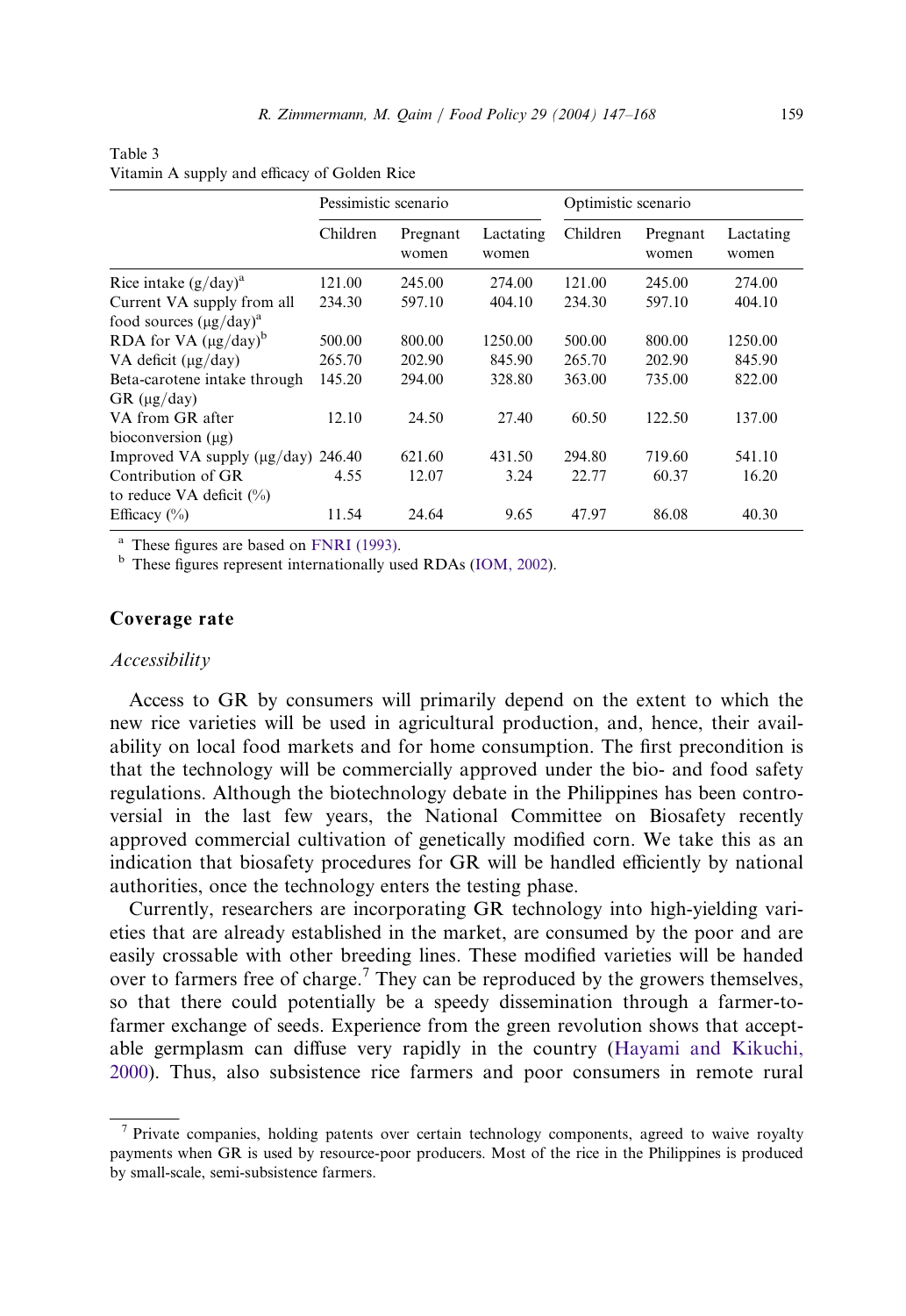Table 3
Vitamin A supply and efficacy of Golden Rice

| | Pessimistic scenario | | | Optimistic scenario | | |
|---|---|---|---|---|---|---|
| | Children | Pregnant women | Lactating women | Children | Pregnant women | Lactating women |
| Rice intake (g/day)[a] | 121.00 | 245.00 | 274.00 | 121.00 | 245.00 | 274.00 |
| Current VA supply from all food sources (μg/day)[a] | 234.30 | 597.10 | 404.10 | 234.30 | 597.10 | 404.10 |
| RDA for VA (μg/day)[b] | 500.00 | 800.00 | 1250.00 | 500.00 | 800.00 | 1250.00 |
| VA deficit (μg/day) | 265.70 | 202.90 | 845.90 | 265.70 | 202.90 | 845.90 |
| Beta-carotene intake through GR (μg/day) | 145.20 | 294.00 | 328.80 | 363.00 | 735.00 | 822.00 |
| VA from GR after bioconversion (μg) | 12.10 | 24.50 | 27.40 | 60.50 | 122.50 | 137.00 |
| Improved VA supply (μg/day) | 246.40 | 621.60 | 431.50 | 294.80 | 719.60 | 541.10 |
| Contribution of GR to reduce VA deficit (%) | 4.55 | 12.07 | 3.24 | 22.77 | 60.37 | 16.20 |
| Efficacy (%) | 11.54 | 24.64 | 9.65 | 47.97 | 86.08 | 40.30 |

[a] These figures are based on FNRI (1993).
[b] These figures represent internationally used RDAs (IOM, 2002).

## Coverage rate

### *Accessibility*

Access to GR by consumers will primarily depend on the extent to which the new rice varieties will be used in agricultural production, and, hence, their availability on local food markets and for home consumption. The first precondition is that the technology will be commercially approved under the bio- and food safety regulations. Although the biotechnology debate in the Philippines has been controversial in the last few years, the National Committee on Biosafety recently approved commercial cultivation of genetically modified corn. We take this as an indication that biosafety procedures for GR will be handled efficiently by national authorities, once the technology enters the testing phase.

Currently, researchers are incorporating GR technology into high-yielding varieties that are already established in the market, are consumed by the poor and are easily crossable with other breeding lines. These modified varieties will be handed over to farmers free of charge.[7] They can be reproduced by the growers themselves, so that there could potentially be a speedy dissemination through a farmer-to-farmer exchange of seeds. Experience from the green revolution shows that acceptable germplasm can diffuse very rapidly in the country (Hayami and Kikuchi, 2000). Thus, also subsistence rice farmers and poor consumers in remote rural

[7] Private companies, holding patents over certain technology components, agreed to waive royalty payments when GR is used by resource-poor producers. Most of the rice in the Philippines is produced by small-scale, semi-subsistence farmers.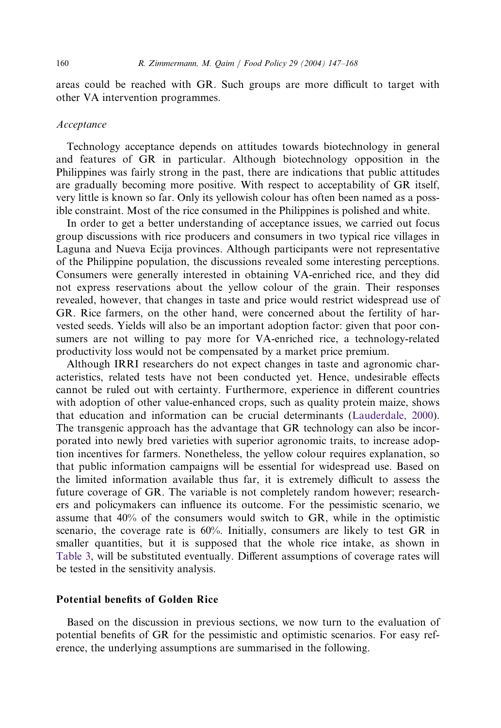areas could be reached with GR. Such groups are more difficult to target with other VA intervention programmes.

*Acceptance*

Technology acceptance depends on attitudes towards biotechnology in general and features of GR in particular. Although biotechnology opposition in the Philippines was fairly strong in the past, there are indications that public attitudes are gradually becoming more positive. With respect to acceptability of GR itself, very little is known so far. Only its yellowish colour has often been named as a possible constraint. Most of the rice consumed in the Philippines is polished and white.

In order to get a better understanding of acceptance issues, we carried out focus group discussions with rice producers and consumers in two typical rice villages in Laguna and Nueva Ecija provinces. Although participants were not representative of the Philippine population, the discussions revealed some interesting perceptions. Consumers were generally interested in obtaining VA-enriched rice, and they did not express reservations about the yellow colour of the grain. Their responses revealed, however, that changes in taste and price would restrict widespread use of GR. Rice farmers, on the other hand, were concerned about the fertility of harvested seeds. Yields will also be an important adoption factor: given that poor consumers are not willing to pay more for VA-enriched rice, a technology-related productivity loss would not be compensated by a market price premium.

Although IRRI researchers do not expect changes in taste and agronomic characteristics, related tests have not been conducted yet. Hence, undesirable effects cannot be ruled out with certainty. Furthermore, experience in different countries with adoption of other value-enhanced crops, such as quality protein maize, shows that education and information can be crucial determinants (Lauderdale, 2000). The transgenic approach has the advantage that GR technology can also be incorporated into newly bred varieties with superior agronomic traits, to increase adoption incentives for farmers. Nonetheless, the yellow colour requires explanation, so that public information campaigns will be essential for widespread use. Based on the limited information available thus far, it is extremely difficult to assess the future coverage of GR. The variable is not completely random however; researchers and policymakers can influence its outcome. For the pessimistic scenario, we assume that 40% of the consumers would switch to GR, while in the optimistic scenario, the coverage rate is 60%. Initially, consumers are likely to test GR in smaller quantities, but it is supposed that the whole rice intake, as shown in Table 3, will be substituted eventually. Different assumptions of coverage rates will be tested in the sensitivity analysis.

## Potential benefits of Golden Rice

Based on the discussion in previous sections, we now turn to the evaluation of potential benefits of GR for the pessimistic and optimistic scenarios. For easy reference, the underlying assumptions are summarised in the following.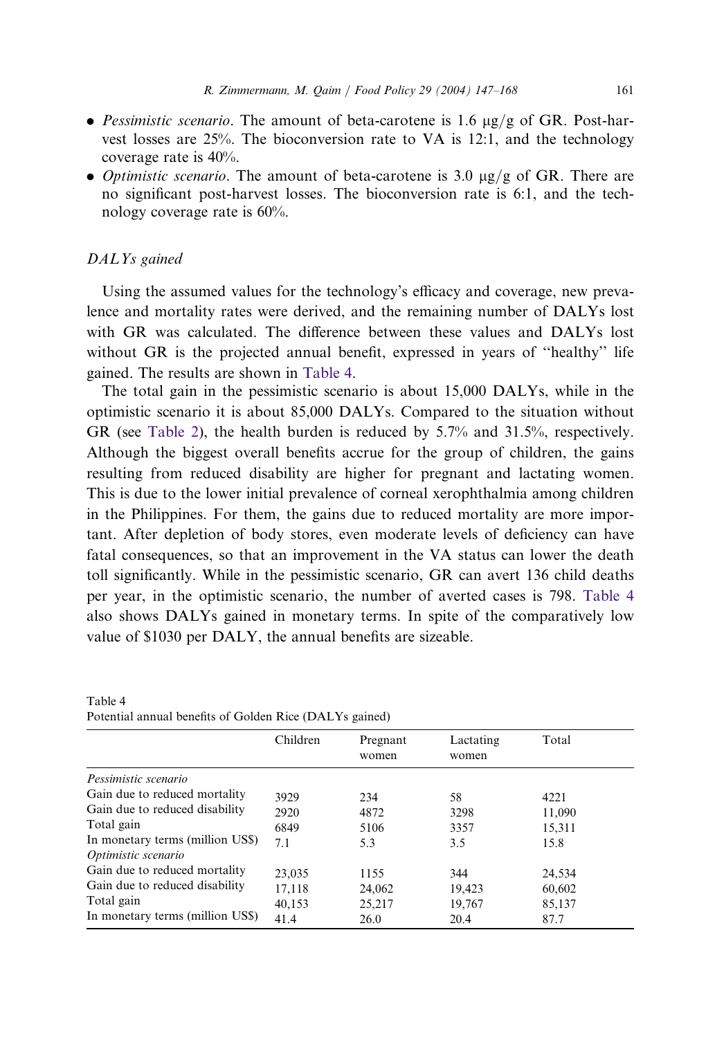- *Pessimistic scenario*. The amount of beta-carotene is 1.6 μg/g of GR. Post-harvest losses are 25%. The bioconversion rate to VA is 12:1, and the technology coverage rate is 40%.
- *Optimistic scenario*. The amount of beta-carotene is 3.0 μg/g of GR. There are no significant post-harvest losses. The bioconversion rate is 6:1, and the technology coverage rate is 60%.

### *DALYs gained*

Using the assumed values for the technology's efficacy and coverage, new prevalence and mortality rates were derived, and the remaining number of DALYs lost with GR was calculated. The difference between these values and DALYs lost without GR is the projected annual benefit, expressed in years of "healthy" life gained. The results are shown in Table 4.

The total gain in the pessimistic scenario is about 15,000 DALYs, while in the optimistic scenario it is about 85,000 DALYs. Compared to the situation without GR (see Table 2), the health burden is reduced by 5.7% and 31.5%, respectively. Although the biggest overall benefits accrue for the group of children, the gains resulting from reduced disability are higher for pregnant and lactating women. This is due to the lower initial prevalence of corneal xerophthalmia among children in the Philippines. For them, the gains due to reduced mortality are more important. After depletion of body stores, even moderate levels of deficiency can have fatal consequences, so that an improvement in the VA status can lower the death toll significantly. While in the pessimistic scenario, GR can avert 136 child deaths per year, in the optimistic scenario, the number of averted cases is 798. Table 4 also shows DALYs gained in monetary terms. In spite of the comparatively low value of $1030 per DALY, the annual benefits are sizeable.

Table 4
Potential annual benefits of Golden Rice (DALYs gained)

| | Children | Pregnant women | Lactating women | Total |
|---|---|---|---|---|
| *Pessimistic scenario* | | | | |
| Gain due to reduced mortality | 3929 | 234 | 58 | 4221 |
| Gain due to reduced disability | 2920 | 4872 | 3298 | 11,090 |
| Total gain | 6849 | 5106 | 3357 | 15,311 |
| In monetary terms (million US$) | 7.1 | 5.3 | 3.5 | 15.8 |
| *Optimistic scenario* | | | | |
| Gain due to reduced mortality | 23,035 | 1155 | 344 | 24,534 |
| Gain due to reduced disability | 17,118 | 24,062 | 19,423 | 60,602 |
| Total gain | 40,153 | 25,217 | 19,767 | 85,137 |
| In monetary terms (million US$) | 41.4 | 26.0 | 20.4 | 87.7 |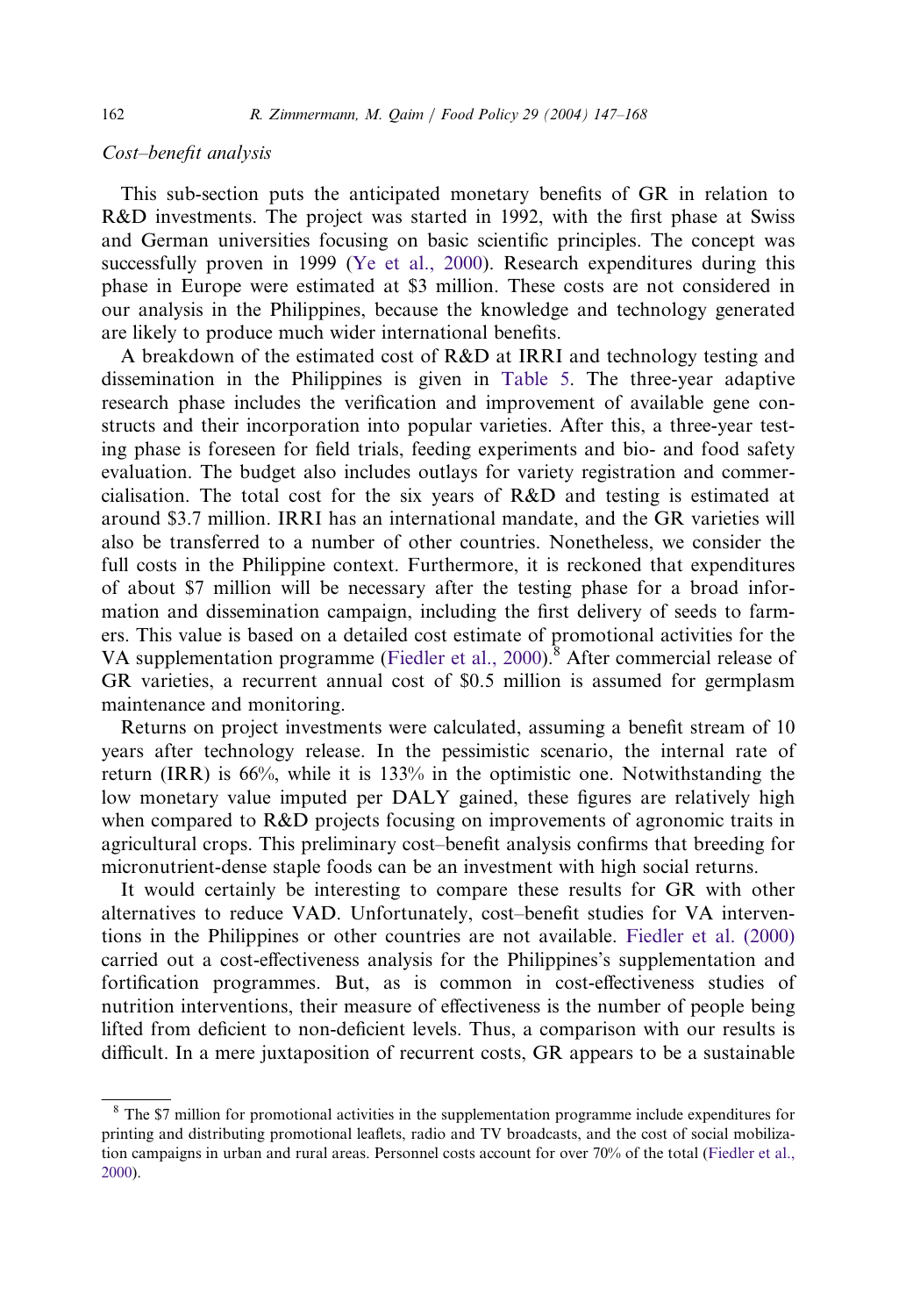*Cost–benefit analysis*

This sub-section puts the anticipated monetary benefits of GR in relation to R&D investments. The project was started in 1992, with the first phase at Swiss and German universities focusing on basic scientific principles. The concept was successfully proven in 1999 (Ye et al., 2000). Research expenditures during this phase in Europe were estimated at $3 million. These costs are not considered in our analysis in the Philippines, because the knowledge and technology generated are likely to produce much wider international benefits.

A breakdown of the estimated cost of R&D at IRRI and technology testing and dissemination in the Philippines is given in Table 5. The three-year adaptive research phase includes the verification and improvement of available gene constructs and their incorporation into popular varieties. After this, a three-year testing phase is foreseen for field trials, feeding experiments and bio- and food safety evaluation. The budget also includes outlays for variety registration and commercialisation. The total cost for the six years of R&D and testing is estimated at around $3.7 million. IRRI has an international mandate, and the GR varieties will also be transferred to a number of other countries. Nonetheless, we consider the full costs in the Philippine context. Furthermore, it is reckoned that expenditures of about $7 million will be necessary after the testing phase for a broad information and dissemination campaign, including the first delivery of seeds to farmers. This value is based on a detailed cost estimate of promotional activities for the VA supplementation programme (Fiedler et al., 2000).[8] After commercial release of GR varieties, a recurrent annual cost of $0.5 million is assumed for germplasm maintenance and monitoring.

Returns on project investments were calculated, assuming a benefit stream of 10 years after technology release. In the pessimistic scenario, the internal rate of return (IRR) is 66%, while it is 133% in the optimistic one. Notwithstanding the low monetary value imputed per DALY gained, these figures are relatively high when compared to R&D projects focusing on improvements of agronomic traits in agricultural crops. This preliminary cost–benefit analysis confirms that breeding for micronutrient-dense staple foods can be an investment with high social returns.

It would certainly be interesting to compare these results for GR with other alternatives to reduce VAD. Unfortunately, cost–benefit studies for VA interventions in the Philippines or other countries are not available. Fiedler et al. (2000) carried out a cost-effectiveness analysis for the Philippines's supplementation and fortification programmes. But, as is common in cost-effectiveness studies of nutrition interventions, their measure of effectiveness is the number of people being lifted from deficient to non-deficient levels. Thus, a comparison with our results is difficult. In a mere juxtaposition of recurrent costs, GR appears to be a sustainable

[8] The $7 million for promotional activities in the supplementation programme include expenditures for printing and distributing promotional leaflets, radio and TV broadcasts, and the cost of social mobilization campaigns in urban and rural areas. Personnel costs account for over 70% of the total (Fiedler et al., 2000).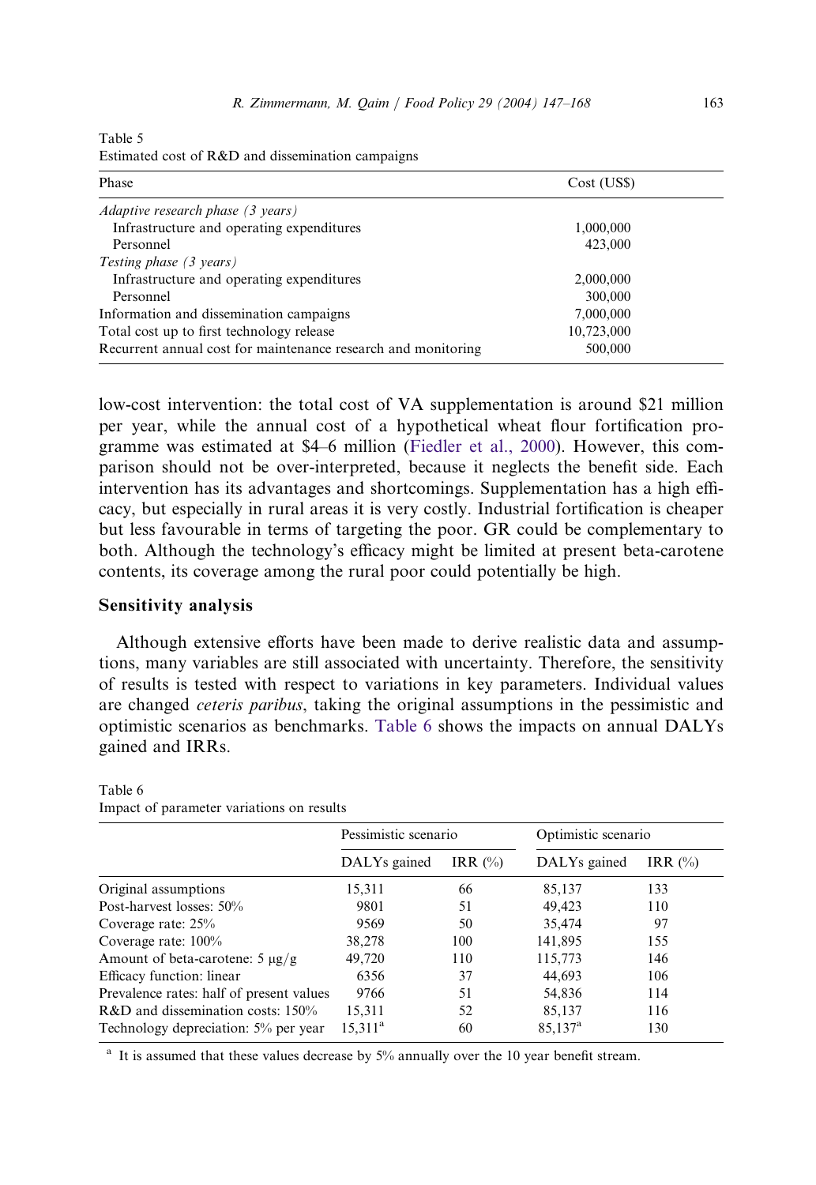Table 5
Estimated cost of R&D and dissemination campaigns

| Phase | Cost (US$) |
|---|---|
| *Adaptive research phase (3 years)* | |
| Infrastructure and operating expenditures | 1,000,000 |
| Personnel | 423,000 |
| *Testing phase (3 years)* | |
| Infrastructure and operating expenditures | 2,000,000 |
| Personnel | 300,000 |
| Information and dissemination campaigns | 7,000,000 |
| Total cost up to first technology release | 10,723,000 |
| Recurrent annual cost for maintenance research and monitoring | 500,000 |

low-cost intervention: the total cost of VA supplementation is around $21 million per year, while the annual cost of a hypothetical wheat flour fortification programme was estimated at $4–6 million (Fiedler et al., 2000). However, this comparison should not be over-interpreted, because it neglects the benefit side. Each intervention has its advantages and shortcomings. Supplementation has a high efficacy, but especially in rural areas it is very costly. Industrial fortification is cheaper but less favourable in terms of targeting the poor. GR could be complementary to both. Although the technology's efficacy might be limited at present beta-carotene contents, its coverage among the rural poor could potentially be high.

## Sensitivity analysis

Although extensive efforts have been made to derive realistic data and assumptions, many variables are still associated with uncertainty. Therefore, the sensitivity of results is tested with respect to variations in key parameters. Individual values are changed *ceteris paribus*, taking the original assumptions in the pessimistic and optimistic scenarios as benchmarks. Table 6 shows the impacts on annual DALYs gained and IRRs.

Table 6
Impact of parameter variations on results

| | Pessimistic scenario | | Optimistic scenario | |
|---|---|---|---|---|
| | DALYs gained | IRR (%) | DALYs gained | IRR (%) |
| Original assumptions | 15,311 | 66 | 85,137 | 133 |
| Post-harvest losses: 50% | 9801 | 51 | 49,423 | 110 |
| Coverage rate: 25% | 9569 | 50 | 35,474 | 97 |
| Coverage rate: 100% | 38,278 | 100 | 141,895 | 155 |
| Amount of beta-carotene: 5 μg/g | 49,720 | 110 | 115,773 | 146 |
| Efficacy function: linear | 6356 | 37 | 44,693 | 106 |
| Prevalence rates: half of present values | 9766 | 51 | 54,836 | 114 |
| R&D and dissemination costs: 150% | 15,311 | 52 | 85,137 | 116 |
| Technology depreciation: 5% per year | 15,311[a] | 60 | 85,137[a] | 130 |

[a] It is assumed that these values decrease by 5% annually over the 10 year benefit stream.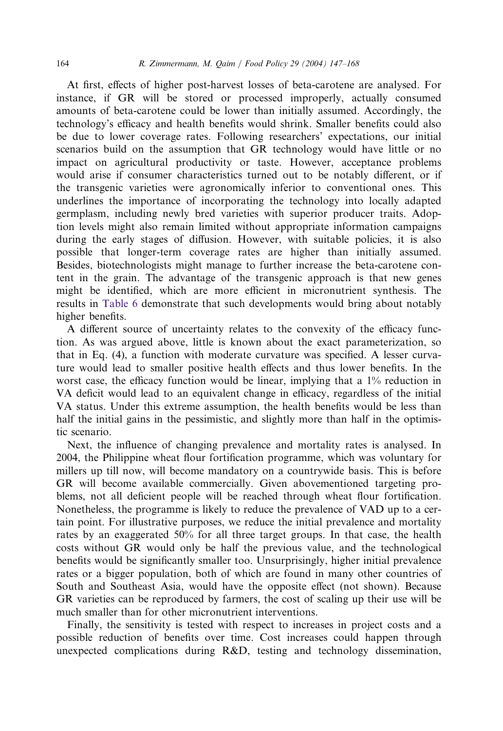At first, effects of higher post-harvest losses of beta-carotene are analysed. For instance, if GR will be stored or processed improperly, actually consumed amounts of beta-carotene could be lower than initially assumed. Accordingly, the technology's efficacy and health benefits would shrink. Smaller benefits could also be due to lower coverage rates. Following researchers' expectations, our initial scenarios build on the assumption that GR technology would have little or no impact on agricultural productivity or taste. However, acceptance problems would arise if consumer characteristics turned out to be notably different, or if the transgenic varieties were agronomically inferior to conventional ones. This underlines the importance of incorporating the technology into locally adapted germplasm, including newly bred varieties with superior producer traits. Adoption levels might also remain limited without appropriate information campaigns during the early stages of diffusion. However, with suitable policies, it is also possible that longer-term coverage rates are higher than initially assumed. Besides, biotechnologists might manage to further increase the beta-carotene content in the grain. The advantage of the transgenic approach is that new genes might be identified, which are more efficient in micronutrient synthesis. The results in Table 6 demonstrate that such developments would bring about notably higher benefits.

A different source of uncertainty relates to the convexity of the efficacy function. As was argued above, little is known about the exact parameterization, so that in Eq. (4), a function with moderate curvature was specified. A lesser curvature would lead to smaller positive health effects and thus lower benefits. In the worst case, the efficacy function would be linear, implying that a 1% reduction in VA deficit would lead to an equivalent change in efficacy, regardless of the initial VA status. Under this extreme assumption, the health benefits would be less than half the initial gains in the pessimistic, and slightly more than half in the optimistic scenario.

Next, the influence of changing prevalence and mortality rates is analysed. In 2004, the Philippine wheat flour fortification programme, which was voluntary for millers up till now, will become mandatory on a countrywide basis. This is before GR will become available commercially. Given abovementioned targeting problems, not all deficient people will be reached through wheat flour fortification. Nonetheless, the programme is likely to reduce the prevalence of VAD up to a certain point. For illustrative purposes, we reduce the initial prevalence and mortality rates by an exaggerated 50% for all three target groups. In that case, the health costs without GR would only be half the previous value, and the technological benefits would be significantly smaller too. Unsurprisingly, higher initial prevalence rates or a bigger population, both of which are found in many other countries of South and Southeast Asia, would have the opposite effect (not shown). Because GR varieties can be reproduced by farmers, the cost of scaling up their use will be much smaller than for other micronutrient interventions.

Finally, the sensitivity is tested with respect to increases in project costs and a possible reduction of benefits over time. Cost increases could happen through unexpected complications during R&D, testing and technology dissemination,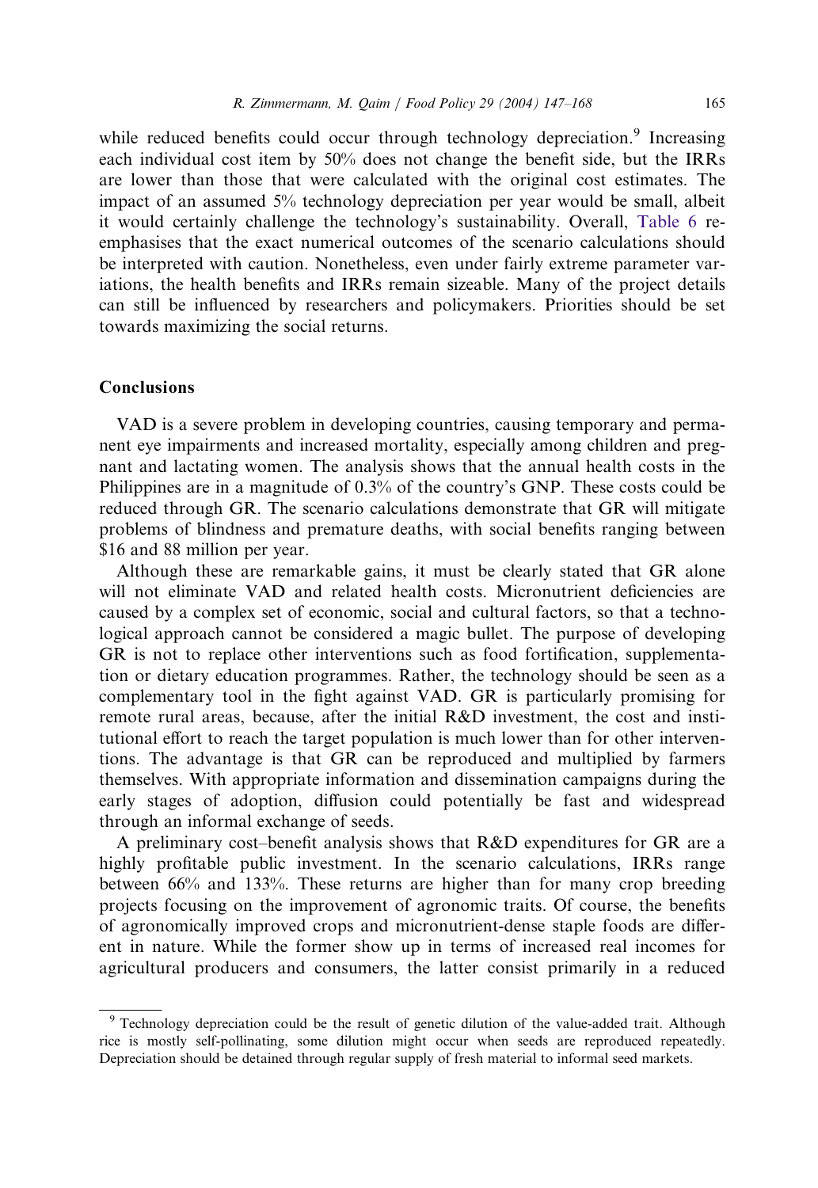while reduced benefits could occur through technology depreciation.[9] Increasing each individual cost item by 50% does not change the benefit side, but the IRRs are lower than those that were calculated with the original cost estimates. The impact of an assumed 5% technology depreciation per year would be small, albeit it would certainly challenge the technology's sustainability. Overall, Table 6 re-emphasises that the exact numerical outcomes of the scenario calculations should be interpreted with caution. Nonetheless, even under fairly extreme parameter variations, the health benefits and IRRs remain sizeable. Many of the project details can still be influenced by researchers and policymakers. Priorities should be set towards maximizing the social returns.

## Conclusions

VAD is a severe problem in developing countries, causing temporary and permanent eye impairments and increased mortality, especially among children and pregnant and lactating women. The analysis shows that the annual health costs in the Philippines are in a magnitude of 0.3% of the country's GNP. These costs could be reduced through GR. The scenario calculations demonstrate that GR will mitigate problems of blindness and premature deaths, with social benefits ranging between $16 and 88 million per year.

Although these are remarkable gains, it must be clearly stated that GR alone will not eliminate VAD and related health costs. Micronutrient deficiencies are caused by a complex set of economic, social and cultural factors, so that a technological approach cannot be considered a magic bullet. The purpose of developing GR is not to replace other interventions such as food fortification, supplementation or dietary education programmes. Rather, the technology should be seen as a complementary tool in the fight against VAD. GR is particularly promising for remote rural areas, because, after the initial R&D investment, the cost and institutional effort to reach the target population is much lower than for other interventions. The advantage is that GR can be reproduced and multiplied by farmers themselves. With appropriate information and dissemination campaigns during the early stages of adoption, diffusion could potentially be fast and widespread through an informal exchange of seeds.

A preliminary cost–benefit analysis shows that R&D expenditures for GR are a highly profitable public investment. In the scenario calculations, IRRs range between 66% and 133%. These returns are higher than for many crop breeding projects focusing on the improvement of agronomic traits. Of course, the benefits of agronomically improved crops and micronutrient-dense staple foods are different in nature. While the former show up in terms of increased real incomes for agricultural producers and consumers, the latter consist primarily in a reduced

[9] Technology depreciation could be the result of genetic dilution of the value-added trait. Although rice is mostly self-pollinating, some dilution might occur when seeds are reproduced repeatedly. Depreciation should be detained through regular supply of fresh material to informal seed markets.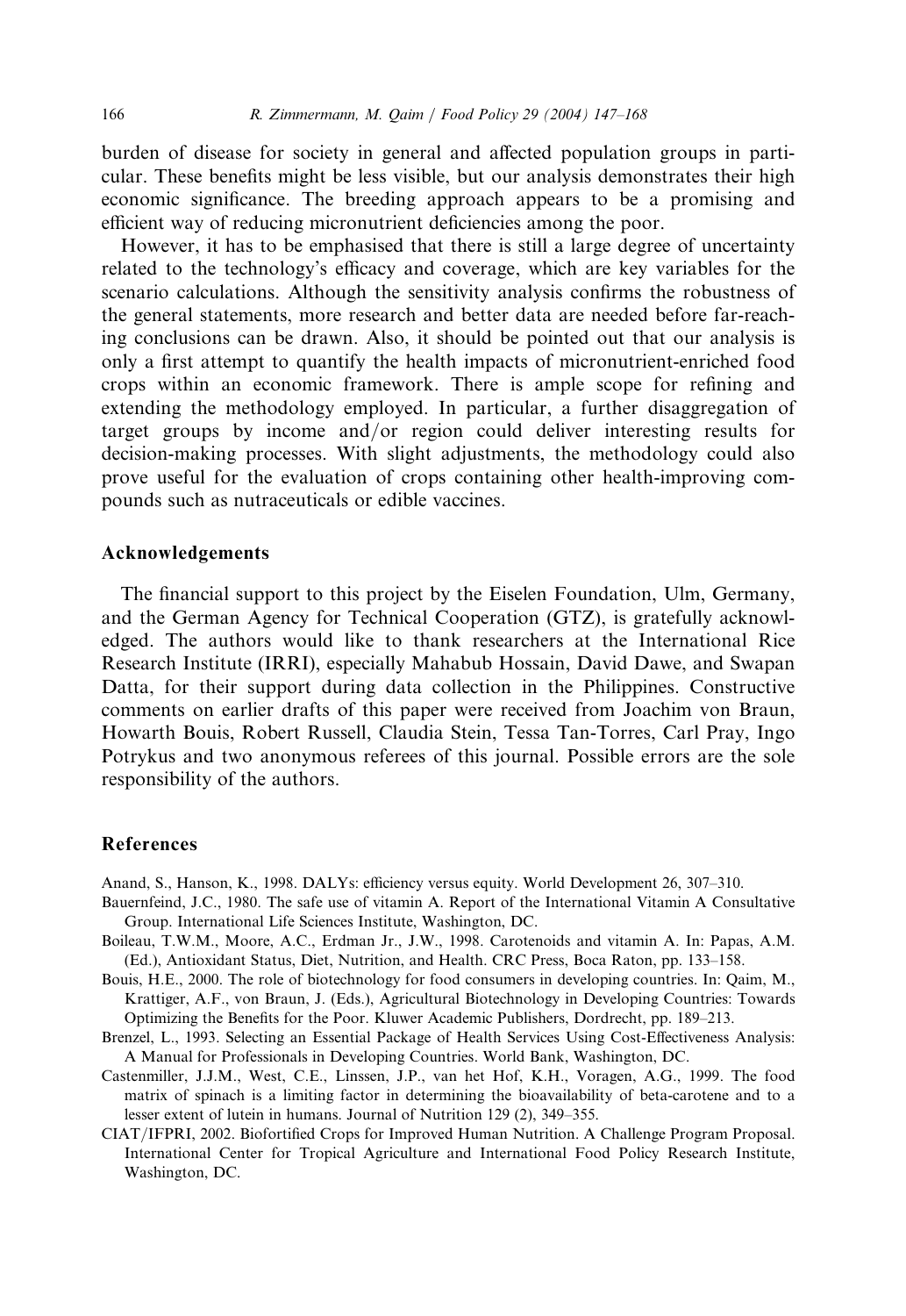burden of disease for society in general and affected population groups in particular. These benefits might be less visible, but our analysis demonstrates their high economic significance. The breeding approach appears to be a promising and efficient way of reducing micronutrient deficiencies among the poor.

However, it has to be emphasised that there is still a large degree of uncertainty related to the technology's efficacy and coverage, which are key variables for the scenario calculations. Although the sensitivity analysis confirms the robustness of the general statements, more research and better data are needed before far-reaching conclusions can be drawn. Also, it should be pointed out that our analysis is only a first attempt to quantify the health impacts of micronutrient-enriched food crops within an economic framework. There is ample scope for refining and extending the methodology employed. In particular, a further disaggregation of target groups by income and/or region could deliver interesting results for decision-making processes. With slight adjustments, the methodology could also prove useful for the evaluation of crops containing other health-improving compounds such as nutraceuticals or edible vaccines.

## Acknowledgements

The financial support to this project by the Eiselen Foundation, Ulm, Germany, and the German Agency for Technical Cooperation (GTZ), is gratefully acknowledged. The authors would like to thank researchers at the International Rice Research Institute (IRRI), especially Mahabub Hossain, David Dawe, and Swapan Datta, for their support during data collection in the Philippines. Constructive comments on earlier drafts of this paper were received from Joachim von Braun, Howarth Bouis, Robert Russell, Claudia Stein, Tessa Tan-Torres, Carl Pray, Ingo Potrykus and two anonymous referees of this journal. Possible errors are the sole responsibility of the authors.

## References

Anand, S., Hanson, K., 1998. DALYs: efficiency versus equity. World Development 26, 307–310.

Bauernfeind, J.C., 1980. The safe use of vitamin A. Report of the International Vitamin A Consultative Group. International Life Sciences Institute, Washington, DC.

Boileau, T.W.M., Moore, A.C., Erdman Jr., J.W., 1998. Carotenoids and vitamin A. In: Papas, A.M. (Ed.), Antioxidant Status, Diet, Nutrition, and Health. CRC Press, Boca Raton, pp. 133–158.

Bouis, H.E., 2000. The role of biotechnology for food consumers in developing countries. In: Qaim, M., Krattiger, A.F., von Braun, J. (Eds.), Agricultural Biotechnology in Developing Countries: Towards Optimizing the Benefits for the Poor. Kluwer Academic Publishers, Dordrecht, pp. 189–213.

Brenzel, L., 1993. Selecting an Essential Package of Health Services Using Cost-Effectiveness Analysis: A Manual for Professionals in Developing Countries. World Bank, Washington, DC.

Castenmiller, J.J.M., West, C.E., Linssen, J.P., van het Hof, K.H., Voragen, A.G., 1999. The food matrix of spinach is a limiting factor in determining the bioavailability of beta-carotene and to a lesser extent of lutein in humans. Journal of Nutrition 129 (2), 349–355.

CIAT/IFPRI, 2002. Biofortified Crops for Improved Human Nutrition. A Challenge Program Proposal. International Center for Tropical Agriculture and International Food Policy Research Institute, Washington, DC.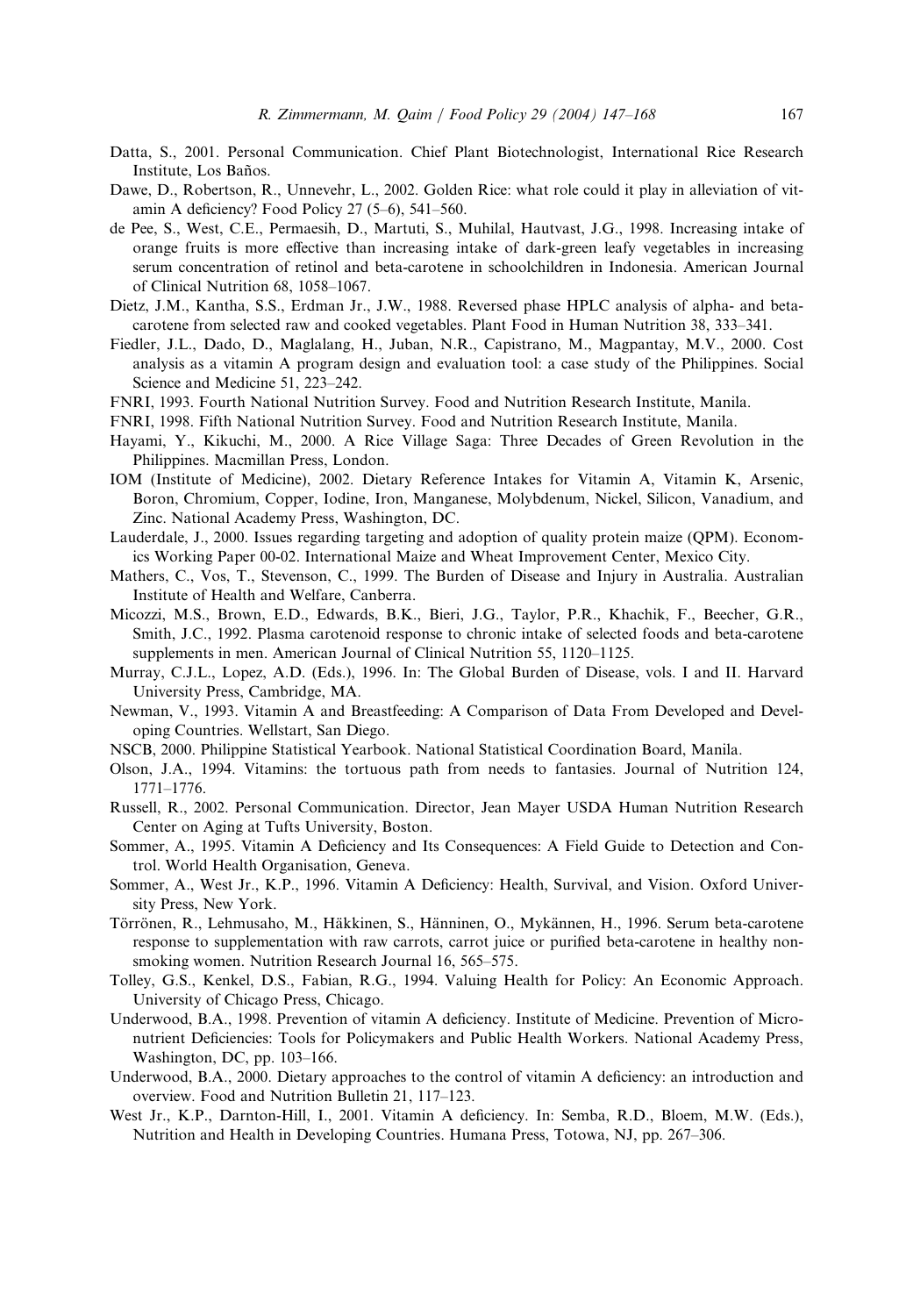Datta, S., 2001. Personal Communication. Chief Plant Biotechnologist, International Rice Research Institute, Los Baños.

Dawe, D., Robertson, R., Unnevehr, L., 2002. Golden Rice: what role could it play in alleviation of vitamin A deficiency? Food Policy 27 (5–6), 541–560.

de Pee, S., West, C.E., Permaesih, D., Martuti, S., Muhilal, Hautvast, J.G., 1998. Increasing intake of orange fruits is more effective than increasing intake of dark-green leafy vegetables in increasing serum concentration of retinol and beta-carotene in schoolchildren in Indonesia. American Journal of Clinical Nutrition 68, 1058–1067.

Dietz, J.M., Kantha, S.S., Erdman Jr., J.W., 1988. Reversed phase HPLC analysis of alpha- and beta-carotene from selected raw and cooked vegetables. Plant Food in Human Nutrition 38, 333–341.

Fiedler, J.L., Dado, D., Maglalang, H., Juban, N.R., Capistrano, M., Magpantay, M.V., 2000. Cost analysis as a vitamin A program design and evaluation tool: a case study of the Philippines. Social Science and Medicine 51, 223–242.

FNRI, 1993. Fourth National Nutrition Survey. Food and Nutrition Research Institute, Manila.

FNRI, 1998. Fifth National Nutrition Survey. Food and Nutrition Research Institute, Manila.

Hayami, Y., Kikuchi, M., 2000. A Rice Village Saga: Three Decades of Green Revolution in the Philippines. Macmillan Press, London.

IOM (Institute of Medicine), 2002. Dietary Reference Intakes for Vitamin A, Vitamin K, Arsenic, Boron, Chromium, Copper, Iodine, Iron, Manganese, Molybdenum, Nickel, Silicon, Vanadium, and Zinc. National Academy Press, Washington, DC.

Lauderdale, J., 2000. Issues regarding targeting and adoption of quality protein maize (QPM). Economics Working Paper 00-02. International Maize and Wheat Improvement Center, Mexico City.

Mathers, C., Vos, T., Stevenson, C., 1999. The Burden of Disease and Injury in Australia. Australian Institute of Health and Welfare, Canberra.

Micozzi, M.S., Brown, E.D., Edwards, B.K., Bieri, J.G., Taylor, P.R., Khachik, F., Beecher, G.R., Smith, J.C., 1992. Plasma carotenoid response to chronic intake of selected foods and beta-carotene supplements in men. American Journal of Clinical Nutrition 55, 1120–1125.

Murray, C.J.L., Lopez, A.D. (Eds.), 1996. In: The Global Burden of Disease, vols. I and II. Harvard University Press, Cambridge, MA.

Newman, V., 1993. Vitamin A and Breastfeeding: A Comparison of Data From Developed and Developing Countries. Wellstart, San Diego.

NSCB, 2000. Philippine Statistical Yearbook. National Statistical Coordination Board, Manila.

Olson, J.A., 1994. Vitamins: the tortuous path from needs to fantasies. Journal of Nutrition 124, 1771–1776.

Russell, R., 2002. Personal Communication. Director, Jean Mayer USDA Human Nutrition Research Center on Aging at Tufts University, Boston.

Sommer, A., 1995. Vitamin A Deficiency and Its Consequences: A Field Guide to Detection and Control. World Health Organisation, Geneva.

Sommer, A., West Jr., K.P., 1996. Vitamin A Deficiency: Health, Survival, and Vision. Oxford University Press, New York.

Törrönen, R., Lehmusaho, M., Häkkinen, S., Hänninen, O., Mykännen, H., 1996. Serum beta-carotene response to supplementation with raw carrots, carrot juice or purified beta-carotene in healthy non-smoking women. Nutrition Research Journal 16, 565–575.

Tolley, G.S., Kenkel, D.S., Fabian, R.G., 1994. Valuing Health for Policy: An Economic Approach. University of Chicago Press, Chicago.

Underwood, B.A., 1998. Prevention of vitamin A deficiency. Institute of Medicine. Prevention of Micronutrient Deficiencies: Tools for Policymakers and Public Health Workers. National Academy Press, Washington, DC, pp. 103–166.

Underwood, B.A., 2000. Dietary approaches to the control of vitamin A deficiency: an introduction and overview. Food and Nutrition Bulletin 21, 117–123.

West Jr., K.P., Darnton-Hill, I., 2001. Vitamin A deficiency. In: Semba, R.D., Bloem, M.W. (Eds.), Nutrition and Health in Developing Countries. Humana Press, Totowa, NJ, pp. 267–306.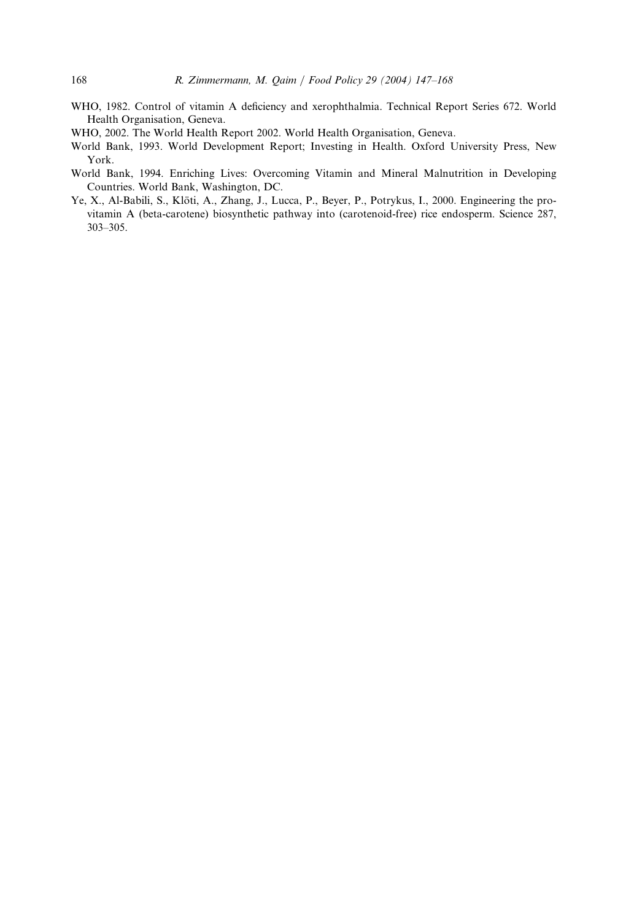WHO, 1982. Control of vitamin A deficiency and xerophthalmia. Technical Report Series 672. World Health Organisation, Geneva.

WHO, 2002. The World Health Report 2002. World Health Organisation, Geneva.

World Bank, 1993. World Development Report; Investing in Health. Oxford University Press, New York.

World Bank, 1994. Enriching Lives: Overcoming Vitamin and Mineral Malnutrition in Developing Countries. World Bank, Washington, DC.

Ye, X., Al-Babili, S., Klöti, A., Zhang, J., Lucca, P., Beyer, P., Potrykus, I., 2000. Engineering the provitamin A (beta-carotene) biosynthetic pathway into (carotenoid-free) rice endosperm. Science 287, 303–305.